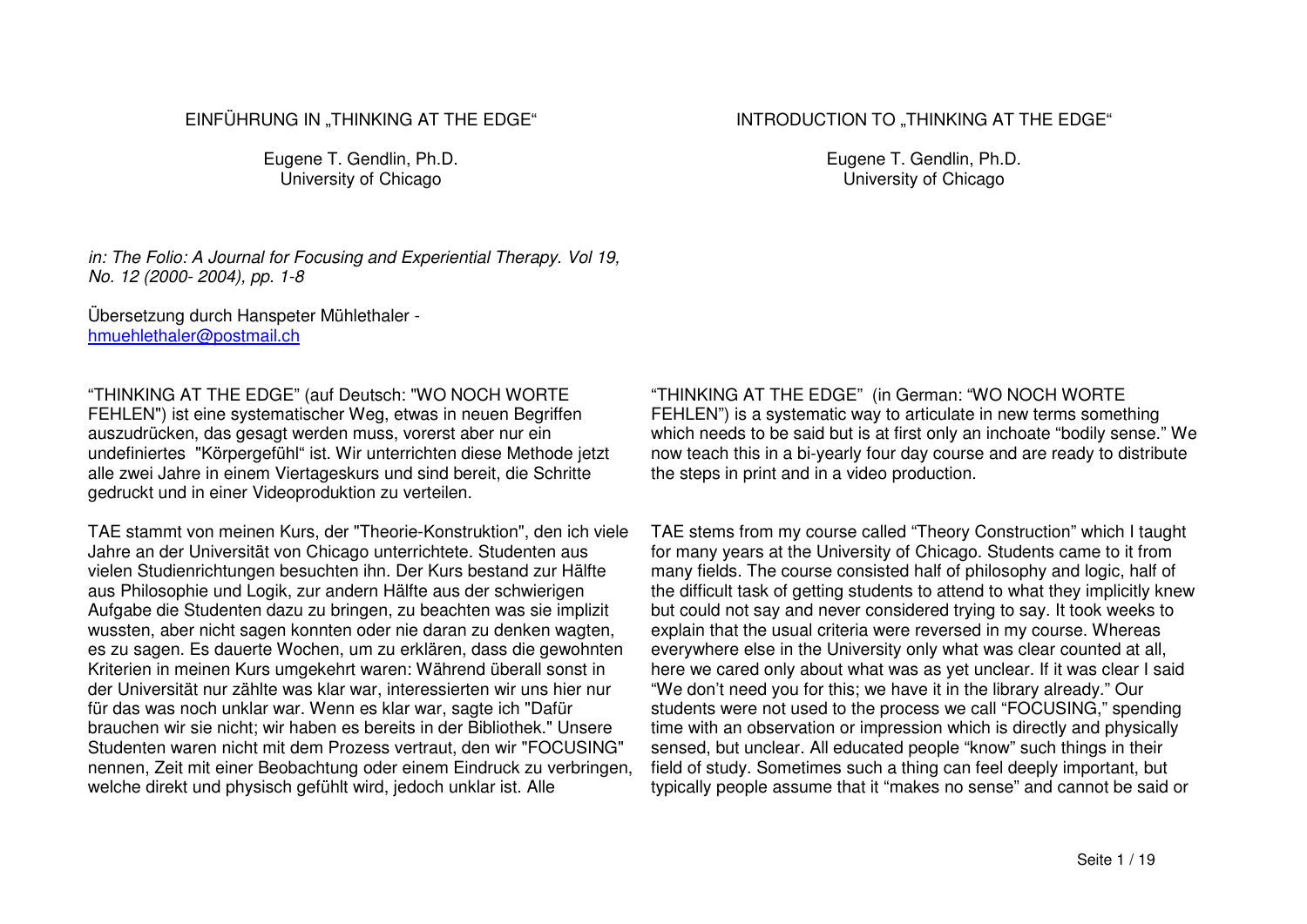# EINFÜHRUNG IN „THINKING AT THE EDGE“

Eugene T. Gendlin, Ph.D.
University of Chicago

*in: The Folio: A Journal for Focusing and Experiential Therapy. Vol 19, No. 12 (2000- 2004), pp. 1-8*

Übersetzung durch Hanspeter Mühlethaler - hmuehlethaler@postmail.ch

"THINKING AT THE EDGE" (auf Deutsch: "WO NOCH WORTE FEHLEN") ist eine systematischer Weg, etwas in neuen Begriffen auszudrücken, das gesagt werden muss, vorerst aber nur ein undefiniertes "Körpergefühl" ist. Wir unterrichten diese Methode jetzt alle zwei Jahre in einem Viertageskurs und sind bereit, die Schritte gedruckt und in einer Videoproduktion zu verteilen.

TAE stammt von meinen Kurs, der "Theorie-Konstruktion", den ich viele Jahre an der Universität von Chicago unterrichtete. Studenten aus vielen Studienrichtungen besuchten ihn. Der Kurs bestand zur Hälfte aus Philosophie und Logik, zur andern Hälfte aus der schwierigen Aufgabe die Studenten dazu zu bringen, zu beachten was sie implizit wussten, aber nicht sagen konnten oder nie daran zu denken wagten, es zu sagen. Es dauerte Wochen, um zu erklären, dass die gewohnten Kriterien in meinen Kurs umgekehrt waren: Während überall sonst in der Universität nur zählte was klar war, interessierten wir uns hier nur für das was noch unklar war. Wenn es klar war, sagte ich "Dafür brauchen wir sie nicht; wir haben es bereits in der Bibliothek." Unsere Studenten waren nicht mit dem Prozess vertraut, den wir "FOCUSING" nennen, Zeit mit einer Beobachtung oder einem Eindruck zu verbringen, welche direkt und physisch gefühlt wird, jedoch unklar ist. Alle

# INTRODUCTION TO „THINKING AT THE EDGE“

Eugene T. Gendlin, Ph.D.
University of Chicago

"THINKING AT THE EDGE" (in German: "WO NOCH WORTE FEHLEN") is a systematic way to articulate in new terms something which needs to be said but is at first only an inchoate "bodily sense." We now teach this in a bi-yearly four day course and are ready to distribute the steps in print and in a video production.

TAE stems from my course called "Theory Construction" which I taught for many years at the University of Chicago. Students came to it from many fields. The course consisted half of philosophy and logic, half of the difficult task of getting students to attend to what they implicitly knew but could not say and never considered trying to say. It took weeks to explain that the usual criteria were reversed in my course. Whereas everywhere else in the University only what was clear counted at all, here we cared only about what was as yet unclear. If it was clear I said "We don't need you for this; we have it in the library already." Our students were not used to the process we call "FOCUSING," spending time with an observation or impression which is directly and physically sensed, but unclear. All educated people "know" such things in their field of study. Sometimes such a thing can feel deeply important, but typically people assume that it "makes no sense" and cannot be said or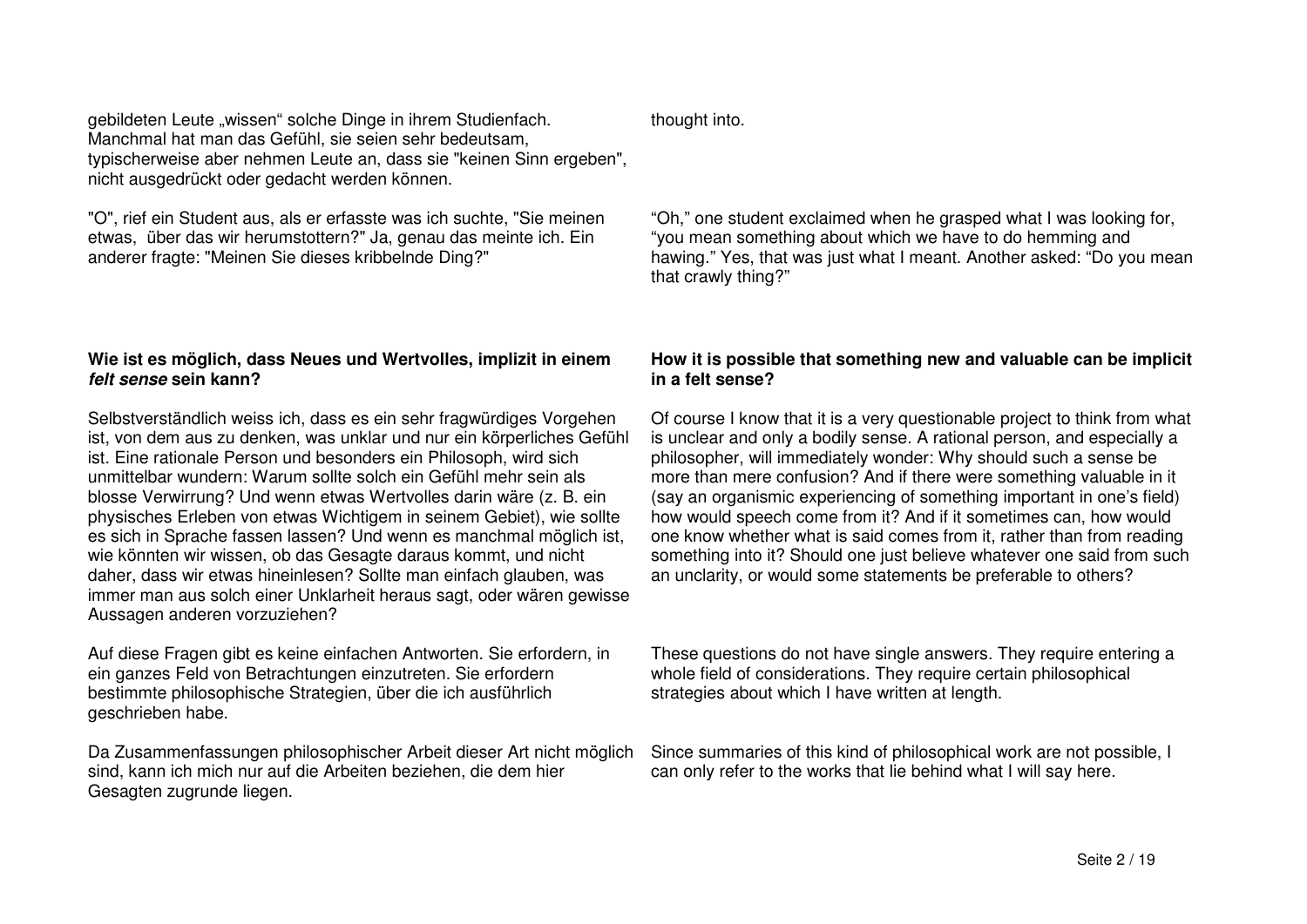gebildeten Leute „wissen“ solche Dinge in ihrem Studienfach. Manchmal hat man das Gefühl, sie seien sehr bedeutsam, typischerweise aber nehmen Leute an, dass sie "keinen Sinn ergeben", nicht ausgedrückt oder gedacht werden können.

thought into.

"O", rief ein Student aus, als er erfasste was ich suchte, "Sie meinen etwas, über das wir herumstottern?" Ja, genau das meinte ich. Ein anderer fragte: "Meinen Sie dieses kribbelnde Ding?"

“Oh,” one student exclaimed when he grasped what I was looking for, “you mean something about which we have to do hemming and hawing.” Yes, that was just what I meant. Another asked: “Do you mean that crawly thing?”

**Wie ist es möglich, dass Neues und Wertvolles, implizit in einem *felt sense* sein kann?**

**How it is possible that something new and valuable can be implicit in a felt sense?**

Selbstverständlich weiss ich, dass es ein sehr fragwürdiges Vorgehen ist, von dem aus zu denken, was unklar und nur ein körperliches Gefühl ist. Eine rationale Person und besonders ein Philosoph, wird sich unmittelbar wundern: Warum sollte solch ein Gefühl mehr sein als blosse Verwirrung? Und wenn etwas Wertvolles darin wäre (z. B. ein physisches Erleben von etwas Wichtigem in seinem Gebiet), wie sollte es sich in Sprache fassen lassen? Und wenn es manchmal möglich ist, wie könnten wir wissen, ob das Gesagte daraus kommt, und nicht daher, dass wir etwas hineinlesen? Sollte man einfach glauben, was immer man aus solch einer Unklarheit heraus sagt, oder wären gewisse Aussagen anderen vorzuziehen?

Of course I know that it is a very questionable project to think from what is unclear and only a bodily sense. A rational person, and especially a philosopher, will immediately wonder: Why should such a sense be more than mere confusion? And if there were something valuable in it (say an organismic experiencing of something important in one’s field) how would speech come from it? And if it sometimes can, how would one know whether what is said comes from it, rather than from reading something into it? Should one just believe whatever one said from such an unclarity, or would some statements be preferable to others?

Auf diese Fragen gibt es keine einfachen Antworten. Sie erfordern, in ein ganzes Feld von Betrachtungen einzutreten. Sie erfordern bestimmte philosophische Strategien, über die ich ausführlich geschrieben habe.

These questions do not have single answers. They require entering a whole field of considerations. They require certain philosophical strategies about which I have written at length.

Da Zusammenfassungen philosophischer Arbeit dieser Art nicht möglich sind, kann ich mich nur auf die Arbeiten beziehen, die dem hier Gesagten zugrunde liegen.

Since summaries of this kind of philosophical work are not possible, I can only refer to the works that lie behind what I will say here.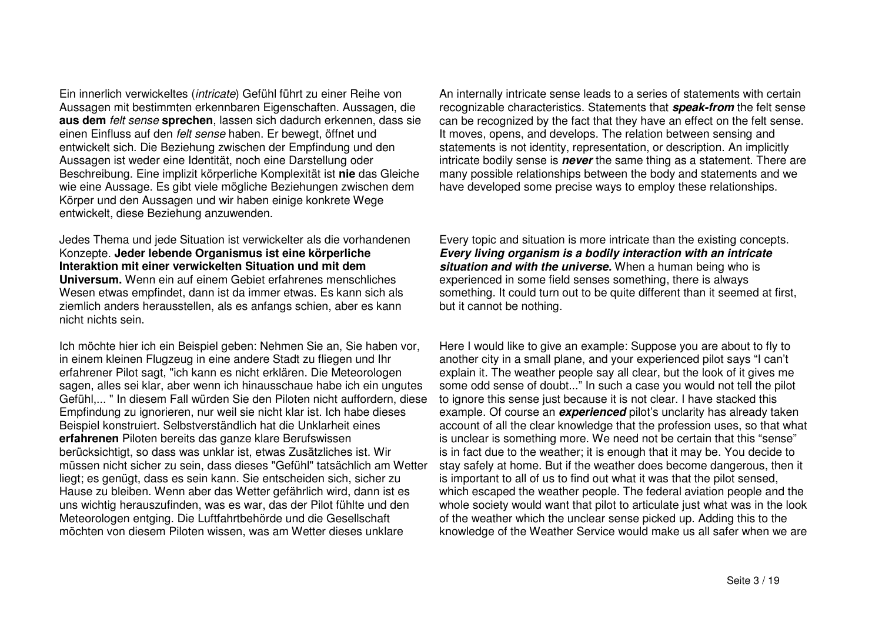Ein innerlich verwickeltes (*intricate*) Gefühl führt zu einer Reihe von Aussagen mit bestimmten erkennbaren Eigenschaften. Aussagen, die **aus dem** *felt sense* **sprechen**, lassen sich dadurch erkennen, dass sie einen Einfluss auf den *felt sense* haben. Er bewegt, öffnet und entwickelt sich. Die Beziehung zwischen der Empfindung und den Aussagen ist weder eine Identität, noch eine Darstellung oder Beschreibung. Eine implizit körperliche Komplexität ist **nie** das Gleiche wie eine Aussage. Es gibt viele mögliche Beziehungen zwischen dem Körper und den Aussagen und wir haben einige konkrete Wege entwickelt, diese Beziehung anzuwenden.

Jedes Thema und jede Situation ist verwickelter als die vorhandenen Konzepte. **Jeder lebende Organismus ist eine körperliche Interaktion mit einer verwickelten Situation und mit dem Universum.** Wenn ein auf einem Gebiet erfahrenes menschliches Wesen etwas empfindet, dann ist da immer etwas. Es kann sich als ziemlich anders herausstellen, als es anfangs schien, aber es kann nicht nichts sein.

Ich möchte hier ich ein Beispiel geben: Nehmen Sie an, Sie haben vor, in einem kleinen Flugzeug in eine andere Stadt zu fliegen und Ihr erfahrener Pilot sagt, "ich kann es nicht erklären. Die Meteorologen sagen, alles sei klar, aber wenn ich hinausschaue habe ich ein ungutes Gefühl,... " In diesem Fall würden Sie den Piloten nicht auffordern, diese Empfindung zu ignorieren, nur weil sie nicht klar ist. Ich habe dieses Beispiel konstruiert. Selbstverständlich hat die Unklarheit eines **erfahrenen** Piloten bereits das ganze klare Berufswissen berücksichtigt, so dass was unklar ist, etwas Zusätzliches ist. Wir müssen nicht sicher zu sein, dass dieses "Gefühl" tatsächlich am Wetter liegt; es genügt, dass es sein kann. Sie entscheiden sich, sicher zu Hause zu bleiben. Wenn aber das Wetter gefährlich wird, dann ist es uns wichtig herauszufinden, was es war, das der Pilot fühlte und den Meteorologen entging. Die Luftfahrtbehörde und die Gesellschaft möchten von diesem Piloten wissen, was am Wetter dieses unklare

An internally intricate sense leads to a series of statements with certain recognizable characteristics. Statements that ***speak-from*** the felt sense can be recognized by the fact that they have an effect on the felt sense. It moves, opens, and develops. The relation between sensing and statements is not identity, representation, or description. An implicitly intricate bodily sense is ***never*** the same thing as a statement. There are many possible relationships between the body and statements and we have developed some precise ways to employ these relationships.

Every topic and situation is more intricate than the existing concepts. ***Every living organism is a bodily interaction with an intricate situation and with the universe.*** When a human being who is experienced in some field senses something, there is always something. It could turn out to be quite different than it seemed at first, but it cannot be nothing.

Here I would like to give an example: Suppose you are about to fly to another city in a small plane, and your experienced pilot says "I can't explain it. The weather people say all clear, but the look of it gives me some odd sense of doubt..." In such a case you would not tell the pilot to ignore this sense just because it is not clear. I have stacked this example. Of course an ***experienced*** pilot's unclarity has already taken account of all the clear knowledge that the profession uses, so that what is unclear is something more. We need not be certain that this "sense" is in fact due to the weather; it is enough that it may be. You decide to stay safely at home. But if the weather does become dangerous, then it is important to all of us to find out what it was that the pilot sensed, which escaped the weather people. The federal aviation people and the whole society would want that pilot to articulate just what was in the look of the weather which the unclear sense picked up. Adding this to the knowledge of the Weather Service would make us all safer when we are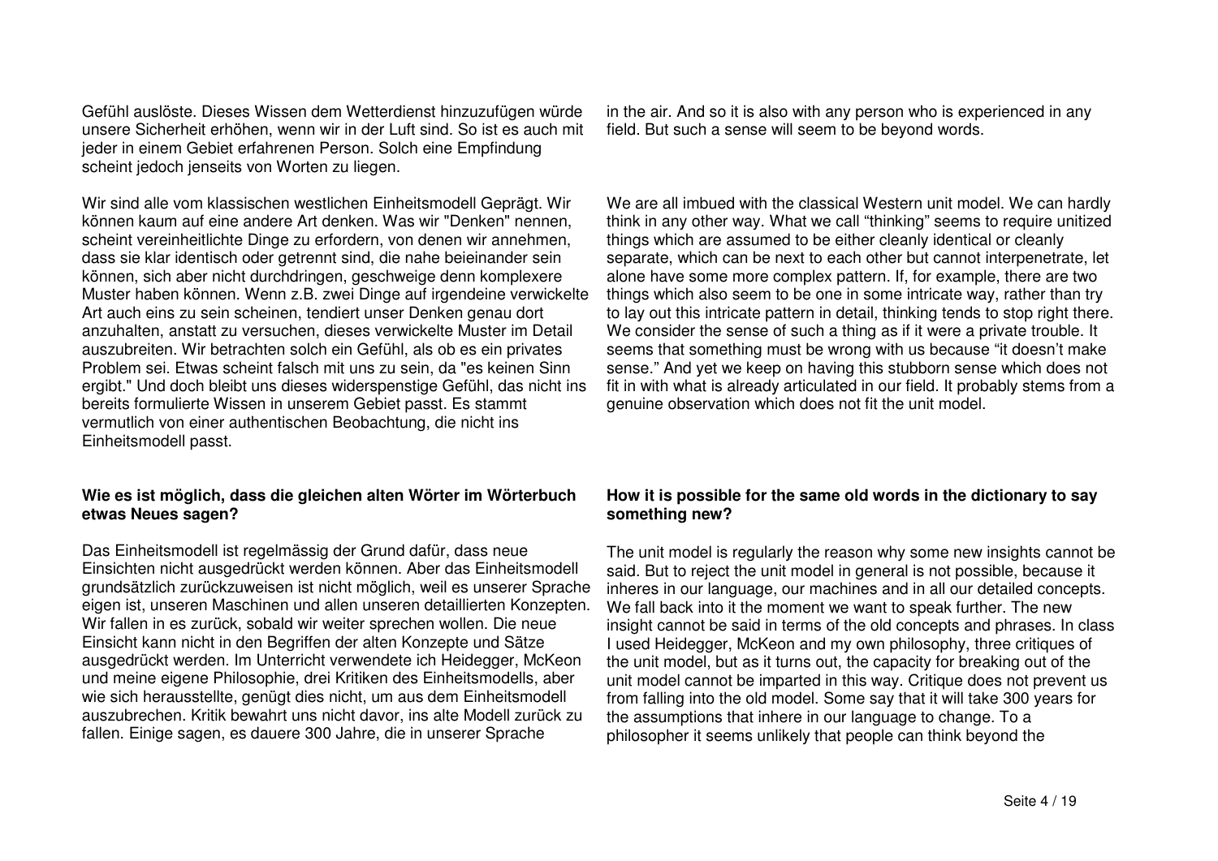Gefühl auslöste. Dieses Wissen dem Wetterdienst hinzuzufügen würde unsere Sicherheit erhöhen, wenn wir in der Luft sind. So ist es auch mit jeder in einem Gebiet erfahrenen Person. Solch eine Empfindung scheint jedoch jenseits von Worten zu liegen.

in the air. And so it is also with any person who is experienced in any field. But such a sense will seem to be beyond words.

Wir sind alle vom klassischen westlichen Einheitsmodell Geprägt. Wir können kaum auf eine andere Art denken. Was wir "Denken" nennen, scheint vereinheitlichte Dinge zu erfordern, von denen wir annehmen, dass sie klar identisch oder getrennt sind, die nahe beieinander sein können, sich aber nicht durchdringen, geschweige denn komplexere Muster haben können. Wenn z.B. zwei Dinge auf irgendeine verwickelte Art auch eins zu sein scheinen, tendiert unser Denken genau dort anzuhalten, anstatt zu versuchen, dieses verwickelte Muster im Detail auszubreiten. Wir betrachten solch ein Gefühl, als ob es ein privates Problem sei. Etwas scheint falsch mit uns zu sein, da "es keinen Sinn ergibt." Und doch bleibt uns dieses widerspenstige Gefühl, das nicht ins bereits formulierte Wissen in unserem Gebiet passt. Es stammt vermutlich von einer authentischen Beobachtung, die nicht ins Einheitsmodell passt.

We are all imbued with the classical Western unit model. We can hardly think in any other way. What we call "thinking" seems to require unitized things which are assumed to be either cleanly identical or cleanly separate, which can be next to each other but cannot interpenetrate, let alone have some more complex pattern. If, for example, there are two things which also seem to be one in some intricate way, rather than try to lay out this intricate pattern in detail, thinking tends to stop right there. We consider the sense of such a thing as if it were a private trouble. It seems that something must be wrong with us because "it doesn't make sense." And yet we keep on having this stubborn sense which does not fit in with what is already articulated in our field. It probably stems from a genuine observation which does not fit the unit model.

**Wie es ist möglich, dass die gleichen alten Wörter im Wörterbuch etwas Neues sagen?**

Das Einheitsmodell ist regelmässig der Grund dafür, dass neue Einsichten nicht ausgedrückt werden können. Aber das Einheitsmodell grundsätzlich zurückzuweisen ist nicht möglich, weil es unserer Sprache eigen ist, unseren Maschinen und allen unseren detaillierten Konzepten. Wir fallen in es zurück, sobald wir weiter sprechen wollen. Die neue Einsicht kann nicht in den Begriffen der alten Konzepte und Sätze ausgedrückt werden. Im Unterricht verwendete ich Heidegger, McKeon und meine eigene Philosophie, drei Kritiken des Einheitsmodells, aber wie sich herausstellte, genügt dies nicht, um aus dem Einheitsmodell auszubrechen. Kritik bewahrt uns nicht davor, ins alte Modell zurück zu fallen. Einige sagen, es dauere 300 Jahre, die in unserer Sprache

**How it is possible for the same old words in the dictionary to say something new?**

The unit model is regularly the reason why some new insights cannot be said. But to reject the unit model in general is not possible, because it inheres in our language, our machines and in all our detailed concepts. We fall back into it the moment we want to speak further. The new insight cannot be said in terms of the old concepts and phrases. In class I used Heidegger, McKeon and my own philosophy, three critiques of the unit model, but as it turns out, the capacity for breaking out of the unit model cannot be imparted in this way. Critique does not prevent us from falling into the old model. Some say that it will take 300 years for the assumptions that inhere in our language to change. To a philosopher it seems unlikely that people can think beyond the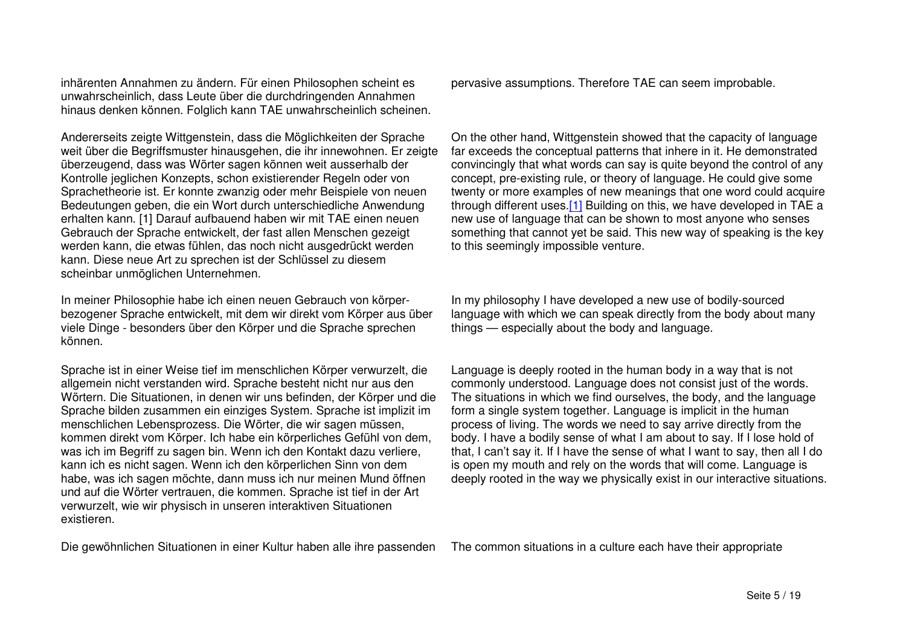inhärenten Annahmen zu ändern. Für einen Philosophen scheint es unwahrscheinlich, dass Leute über die durchdringenden Annahmen hinaus denken können. Folglich kann TAE unwahrscheinlich scheinen.

pervasive assumptions. Therefore TAE can seem improbable.

Andererseits zeigte Wittgenstein, dass die Möglichkeiten der Sprache weit über die Begriffsmuster hinausgehen, die ihr innewohnen. Er zeigte überzeugend, dass was Wörter sagen können weit ausserhalb der Kontrolle jeglichen Konzepts, schon existierender Regeln oder von Sprachetheorie ist. Er konnte zwanzig oder mehr Beispiele von neuen Bedeutungen geben, die ein Wort durch unterschiedliche Anwendung erhalten kann. [1] Darauf aufbauend haben wir mit TAE einen neuen Gebrauch der Sprache entwickelt, der fast allen Menschen gezeigt werden kann, die etwas fühlen, das noch nicht ausgedrückt werden kann. Diese neue Art zu sprechen ist der Schlüssel zu diesem scheinbar unmöglichen Unternehmen.

On the other hand, Wittgenstein showed that the capacity of language far exceeds the conceptual patterns that inhere in it. He demonstrated convincingly that what words can say is quite beyond the control of any concept, pre-existing rule, or theory of language. He could give some twenty or more examples of new meanings that one word could acquire through different uses.[1] Building on this, we have developed in TAE a new use of language that can be shown to most anyone who senses something that cannot yet be said. This new way of speaking is the key to this seemingly impossible venture.

In meiner Philosophie habe ich einen neuen Gebrauch von körperbezogener Sprache entwickelt, mit dem wir direkt vom Körper aus über viele Dinge - besonders über den Körper und die Sprache sprechen können.

In my philosophy I have developed a new use of bodily-sourced language with which we can speak directly from the body about many things — especially about the body and language.

Sprache ist in einer Weise tief im menschlichen Körper verwurzelt, die allgemein nicht verstanden wird. Sprache besteht nicht nur aus den Wörtern. Die Situationen, in denen wir uns befinden, der Körper und die Sprache bilden zusammen ein einziges System. Sprache ist implizit im menschlichen Lebensprozess. Die Wörter, die wir sagen müssen, kommen direkt vom Körper. Ich habe ein körperliches Gefühl von dem, was ich im Begriff zu sagen bin. Wenn ich den Kontakt dazu verliere, kann ich es nicht sagen. Wenn ich den körperlichen Sinn von dem habe, was ich sagen möchte, dann muss ich nur meinen Mund öffnen und auf die Wörter vertrauen, die kommen. Sprache ist tief in der Art verwurzelt, wie wir physisch in unseren interaktiven Situationen existieren.

Language is deeply rooted in the human body in a way that is not commonly understood. Language does not consist just of the words. The situations in which we find ourselves, the body, and the language form a single system together. Language is implicit in the human process of living. The words we need to say arrive directly from the body. I have a bodily sense of what I am about to say. If I lose hold of that, I can't say it. If I have the sense of what I want to say, then all I do is open my mouth and rely on the words that will come. Language is deeply rooted in the way we physically exist in our interactive situations.

Die gewöhnlichen Situationen in einer Kultur haben alle ihre passenden

The common situations in a culture each have their appropriate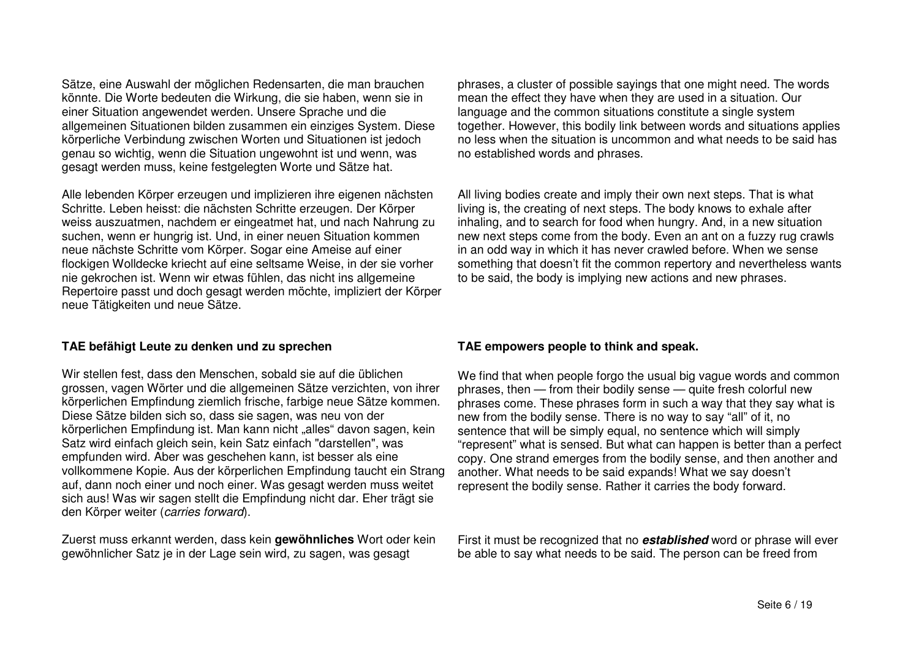Sätze, eine Auswahl der möglichen Redensarten, die man brauchen könnte. Die Worte bedeuten die Wirkung, die sie haben, wenn sie in einer Situation angewendet werden. Unsere Sprache und die allgemeinen Situationen bilden zusammen ein einziges System. Diese körperliche Verbindung zwischen Worten und Situationen ist jedoch genau so wichtig, wenn die Situation ungewohnt ist und wenn, was gesagt werden muss, keine festgelegten Worte und Sätze hat.

Alle lebenden Körper erzeugen und implizieren ihre eigenen nächsten Schritte. Leben heisst: die nächsten Schritte erzeugen. Der Körper weiss auszuatmen, nachdem er eingeatmet hat, und nach Nahrung zu suchen, wenn er hungrig ist. Und, in einer neuen Situation kommen neue nächste Schritte vom Körper. Sogar eine Ameise auf einer flockigen Wolldecke kriecht auf eine seltsame Weise, in der sie vorher nie gekrochen ist. Wenn wir etwas fühlen, das nicht ins allgemeine Repertoire passt und doch gesagt werden möchte, impliziert der Körper neue Tätigkeiten und neue Sätze.

### TAE befähigt Leute zu denken und zu sprechen

Wir stellen fest, dass den Menschen, sobald sie auf die üblichen grossen, vagen Wörter und die allgemeinen Sätze verzichten, von ihrer körperlichen Empfindung ziemlich frische, farbige neue Sätze kommen. Diese Sätze bilden sich so, dass sie sagen, was neu von der körperlichen Empfindung ist. Man kann nicht „alles“ davon sagen, kein Satz wird einfach gleich sein, kein Satz einfach "darstellen", was empfunden wird. Aber was geschehen kann, ist besser als eine vollkommene Kopie. Aus der körperlichen Empfindung taucht ein Strang auf, dann noch einer und noch einer. Was gesagt werden muss weitet sich aus! Was wir sagen stellt die Empfindung nicht dar. Eher trägt sie den Körper weiter (*carries forward*).

Zuerst muss erkannt werden, dass kein **gewöhnliches** Wort oder kein gewöhnlicher Satz je in der Lage sein wird, zu sagen, was gesagt

---

phrases, a cluster of possible sayings that one might need. The words mean the effect they have when they are used in a situation. Our language and the common situations constitute a single system together. However, this bodily link between words and situations applies no less when the situation is uncommon and what needs to be said has no established words and phrases.

All living bodies create and imply their own next steps. That is what living is, the creating of next steps. The body knows to exhale after inhaling, and to search for food when hungry. And, in a new situation new next steps come from the body. Even an ant on a fuzzy rug crawls in an odd way in which it has never crawled before. When we sense something that doesn't fit the common repertory and nevertheless wants to be said, the body is implying new actions and new phrases.

### TAE empowers people to think and speak.

We find that when people forgo the usual big vague words and common phrases, then — from their bodily sense — quite fresh colorful new phrases come. These phrases form in such a way that they say what is new from the bodily sense. There is no way to say "all" of it, no sentence that will be simply equal, no sentence which will simply "represent" what is sensed. But what can happen is better than a perfect copy. One strand emerges from the bodily sense, and then another and another. What needs to be said expands! What we say doesn't represent the bodily sense. Rather it carries the body forward.

First it must be recognized that no ***established*** word or phrase will ever be able to say what needs to be said. The person can be freed from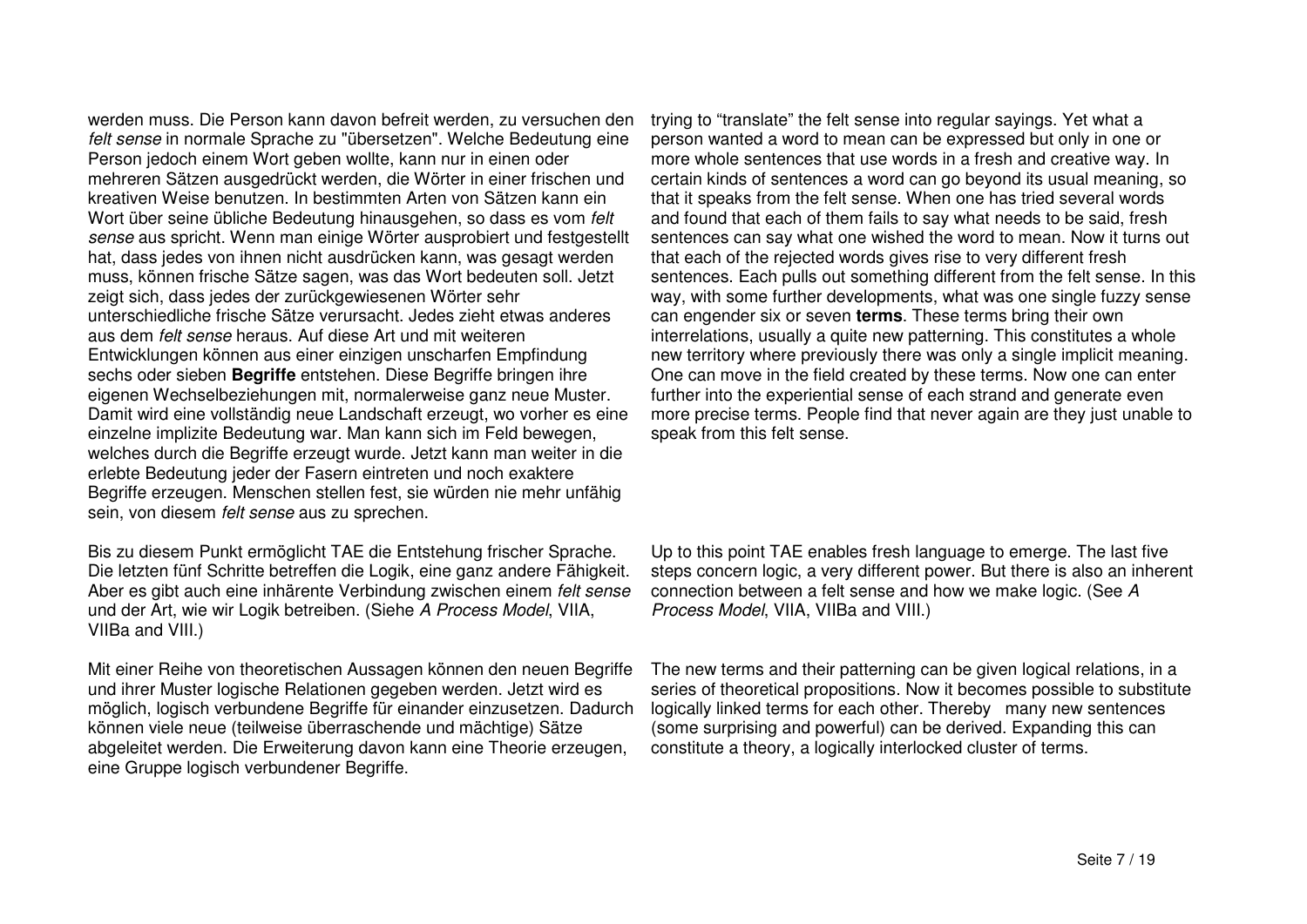werden muss. Die Person kann davon befreit werden, zu versuchen den *felt sense* in normale Sprache zu "übersetzen". Welche Bedeutung eine Person jedoch einem Wort geben wollte, kann nur in einen oder mehreren Sätzen ausgedrückt werden, die Wörter in einer frischen und kreativen Weise benutzen. In bestimmten Arten von Sätzen kann ein Wort über seine übliche Bedeutung hinausgehen, so dass es vom *felt sense* aus spricht. Wenn man einige Wörter ausprobiert und festgestellt hat, dass jedes von ihnen nicht ausdrücken kann, was gesagt werden muss, können frische Sätze sagen, was das Wort bedeuten soll. Jetzt zeigt sich, dass jedes der zurückgewiesenen Wörter sehr unterschiedliche frische Sätze verursacht. Jedes zieht etwas anderes aus dem *felt sense* heraus. Auf diese Art und mit weiteren Entwicklungen können aus einer einzigen unscharfen Empfindung sechs oder sieben **Begriffe** entstehen. Diese Begriffe bringen ihre eigenen Wechselbeziehungen mit, normalerweise ganz neue Muster. Damit wird eine vollständig neue Landschaft erzeugt, wo vorher es eine einzelne implizite Bedeutung war. Man kann sich im Feld bewegen, welches durch die Begriffe erzeugt wurde. Jetzt kann man weiter in die erlebte Bedeutung jeder der Fasern eintreten und noch exaktere Begriffe erzeugen. Menschen stellen fest, sie würden nie mehr unfähig sein, von diesem *felt sense* aus zu sprechen.

trying to "translate" the felt sense into regular sayings. Yet what a person wanted a word to mean can be expressed but only in one or more whole sentences that use words in a fresh and creative way. In certain kinds of sentences a word can go beyond its usual meaning, so that it speaks from the felt sense. When one has tried several words and found that each of them fails to say what needs to be said, fresh sentences can say what one wished the word to mean. Now it turns out that each of the rejected words gives rise to very different fresh sentences. Each pulls out something different from the felt sense. In this way, with some further developments, what was one single fuzzy sense can engender six or seven **terms**. These terms bring their own interrelations, usually a quite new patterning. This constitutes a whole new territory where previously there was only a single implicit meaning. One can move in the field created by these terms. Now one can enter further into the experiential sense of each strand and generate even more precise terms. People find that never again are they just unable to speak from this felt sense.

Bis zu diesem Punkt ermöglicht TAE die Entstehung frischer Sprache. Die letzten fünf Schritte betreffen die Logik, eine ganz andere Fähigkeit. Aber es gibt auch eine inhärente Verbindung zwischen einem *felt sense* und der Art, wie wir Logik betreiben. (Siehe *A Process Model*, VIIA, VIIBa and VIII.)

Up to this point TAE enables fresh language to emerge. The last five steps concern logic, a very different power. But there is also an inherent connection between a felt sense and how we make logic. (See *A Process Model*, VIIA, VIIBa and VIII.)

Mit einer Reihe von theoretischen Aussagen können den neuen Begriffe und ihrer Muster logische Relationen gegeben werden. Jetzt wird es möglich, logisch verbundene Begriffe für einander einzusetzen. Dadurch können viele neue (teilweise überraschende und mächtige) Sätze abgeleitet werden. Die Erweiterung davon kann eine Theorie erzeugen, eine Gruppe logisch verbundener Begriffe.

The new terms and their patterning can be given logical relations, in a series of theoretical propositions. Now it becomes possible to substitute logically linked terms for each other. Thereby many new sentences (some surprising and powerful) can be derived. Expanding this can constitute a theory, a logically interlocked cluster of terms.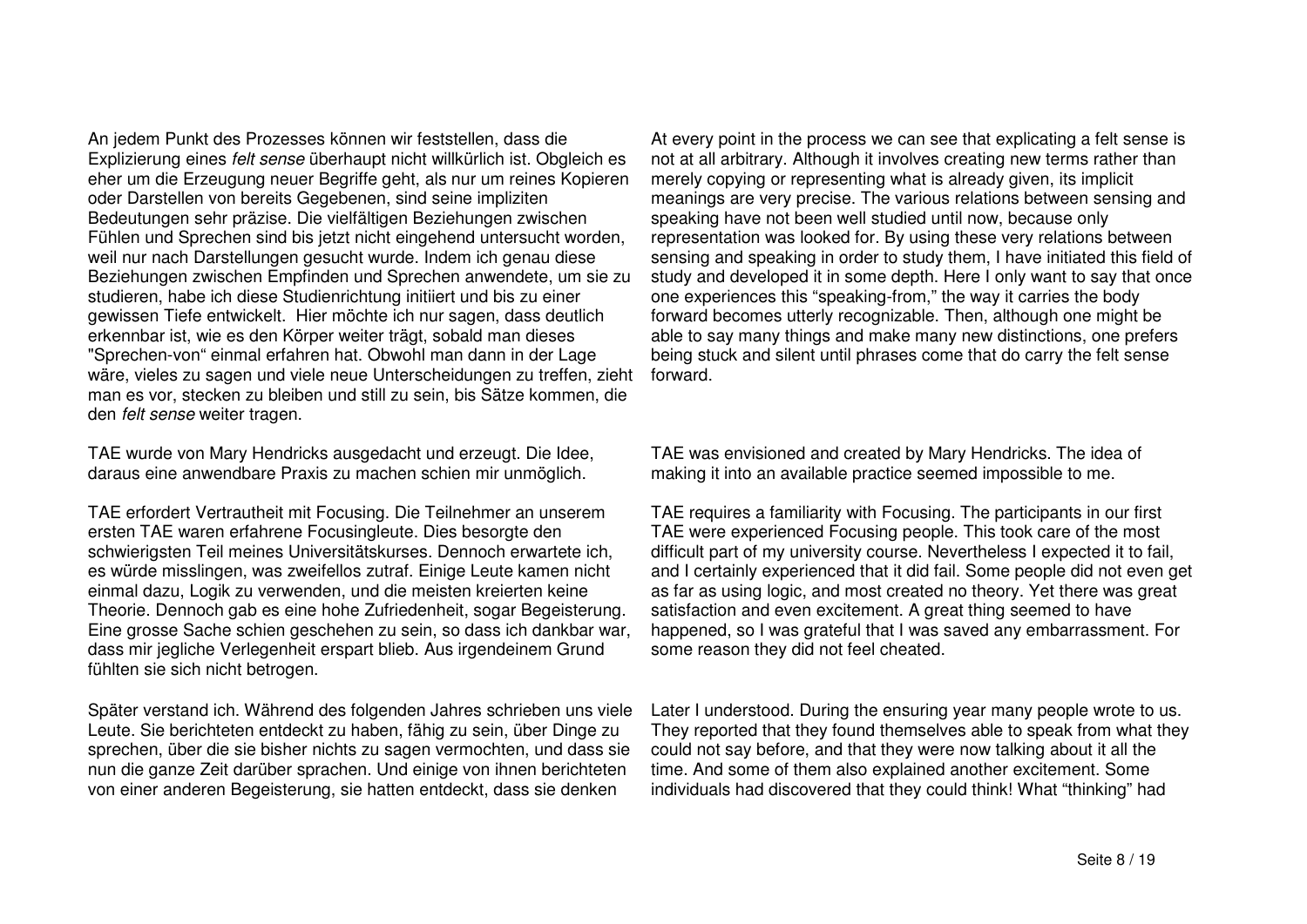An jedem Punkt des Prozesses können wir feststellen, dass die Explizierung eines *felt sense* überhaupt nicht willkürlich ist. Obgleich es eher um die Erzeugung neuer Begriffe geht, als nur um reines Kopieren oder Darstellen von bereits Gegebenen, sind seine impliziten Bedeutungen sehr präzise. Die vielfältigen Beziehungen zwischen Fühlen und Sprechen sind bis jetzt nicht eingehend untersucht worden, weil nur nach Darstellungen gesucht wurde. Indem ich genau diese Beziehungen zwischen Empfinden und Sprechen anwendete, um sie zu studieren, habe ich diese Studienrichtung initiiert und bis zu einer gewissen Tiefe entwickelt. Hier möchte ich nur sagen, dass deutlich erkennbar ist, wie es den Körper weiter trägt, sobald man dieses "Sprechen-von" einmal erfahren hat. Obwohl man dann in der Lage wäre, vieles zu sagen und viele neue Unterscheidungen zu treffen, zieht man es vor, stecken zu bleiben und still zu sein, bis Sätze kommen, die den *felt sense* weiter tragen.

At every point in the process we can see that explicating a felt sense is not at all arbitrary. Although it involves creating new terms rather than merely copying or representing what is already given, its implicit meanings are very precise. The various relations between sensing and speaking have not been well studied until now, because only representation was looked for. By using these very relations between sensing and speaking in order to study them, I have initiated this field of study and developed it in some depth. Here I only want to say that once one experiences this "speaking-from," the way it carries the body forward becomes utterly recognizable. Then, although one might be able to say many things and make many new distinctions, one prefers being stuck and silent until phrases come that do carry the felt sense forward.

TAE wurde von Mary Hendricks ausgedacht und erzeugt. Die Idee, daraus eine anwendbare Praxis zu machen schien mir unmöglich.

TAE was envisioned and created by Mary Hendricks. The idea of making it into an available practice seemed impossible to me.

TAE erfordert Vertrautheit mit Focusing. Die Teilnehmer an unserem ersten TAE waren erfahrene Focusingleute. Dies besorgte den schwierigsten Teil meines Universitätskurses. Dennoch erwartete ich, es würde misslingen, was zweifellos zutraf. Einige Leute kamen nicht einmal dazu, Logik zu verwenden, und die meisten kreierten keine Theorie. Dennoch gab es eine hohe Zufriedenheit, sogar Begeisterung. Eine grosse Sache schien geschehen zu sein, so dass ich dankbar war, dass mir jegliche Verlegenheit erspart blieb. Aus irgendeinem Grund fühlten sie sich nicht betrogen.

TAE requires a familiarity with Focusing. The participants in our first TAE were experienced Focusing people. This took care of the most difficult part of my university course. Nevertheless I expected it to fail, and I certainly experienced that it did fail. Some people did not even get as far as using logic, and most created no theory. Yet there was great satisfaction and even excitement. A great thing seemed to have happened, so I was grateful that I was saved any embarrassment. For some reason they did not feel cheated.

Später verstand ich. Während des folgenden Jahres schrieben uns viele Leute. Sie berichteten entdeckt zu haben, fähig zu sein, über Dinge zu sprechen, über die sie bisher nichts zu sagen vermochten, und dass sie nun die ganze Zeit darüber sprachen. Und einige von ihnen berichteten von einer anderen Begeisterung, sie hatten entdeckt, dass sie denken

Later I understood. During the ensuring year many people wrote to us. They reported that they found themselves able to speak from what they could not say before, and that they were now talking about it all the time. And some of them also explained another excitement. Some individuals had discovered that they could think! What "thinking" had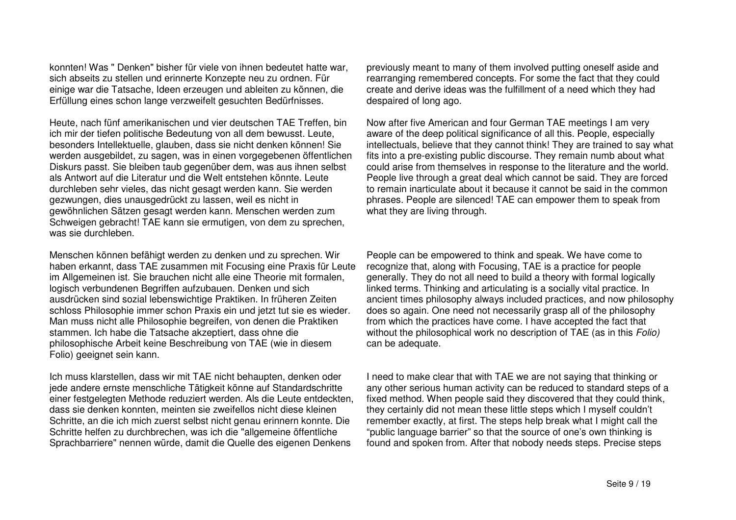konnten! Was " Denken" bisher für viele von ihnen bedeutet hatte war, sich abseits zu stellen und erinnerte Konzepte neu zu ordnen. Für einige war die Tatsache, Ideen erzeugen und ableiten zu können, die Erfüllung eines schon lange verzweifelt gesuchten Bedürfnisses.

Heute, nach fünf amerikanischen und vier deutschen TAE Treffen, bin ich mir der tiefen politische Bedeutung von all dem bewusst. Leute, besonders Intellektuelle, glauben, dass sie nicht denken können! Sie werden ausgebildet, zu sagen, was in einen vorgegebenen öffentlichen Diskurs passt. Sie bleiben taub gegenüber dem, was aus ihnen selbst als Antwort auf die Literatur und die Welt entstehen könnte. Leute durchleben sehr vieles, das nicht gesagt werden kann. Sie werden gezwungen, dies unausgedrückt zu lassen, weil es nicht in gewöhnlichen Sätzen gesagt werden kann. Menschen werden zum Schweigen gebracht! TAE kann sie ermutigen, von dem zu sprechen, was sie durchleben.

Menschen können befähigt werden zu denken und zu sprechen. Wir haben erkannt, dass TAE zusammen mit Focusing eine Praxis für Leute im Allgemeinen ist. Sie brauchen nicht alle eine Theorie mit formalen, logisch verbundenen Begriffen aufzubauen. Denken und sich ausdrücken sind sozial lebenswichtige Praktiken. In früheren Zeiten schloss Philosophie immer schon Praxis ein und jetzt tut sie es wieder. Man muss nicht alle Philosophie begreifen, von denen die Praktiken stammen. Ich habe die Tatsache akzeptiert, dass ohne die philosophische Arbeit keine Beschreibung von TAE (wie in diesem Folio) geeignet sein kann.

Ich muss klarstellen, dass wir mit TAE nicht behaupten, denken oder jede andere ernste menschliche Tätigkeit könne auf Standardschritte einer festgelegten Methode reduziert werden. Als die Leute entdeckten, dass sie denken konnten, meinten sie zweifellos nicht diese kleinen Schritte, an die ich mich zuerst selbst nicht genau erinnern konnte. Die Schritte helfen zu durchbrechen, was ich die "allgemeine öffentliche Sprachbarriere" nennen würde, damit die Quelle des eigenen Denkens

previously meant to many of them involved putting oneself aside and rearranging remembered concepts. For some the fact that they could create and derive ideas was the fulfillment of a need which they had despaired of long ago.

Now after five American and four German TAE meetings I am very aware of the deep political significance of all this. People, especially intellectuals, believe that they cannot think! They are trained to say what fits into a pre-existing public discourse. They remain numb about what could arise from themselves in response to the literature and the world. People live through a great deal which cannot be said. They are forced to remain inarticulate about it because it cannot be said in the common phrases. People are silenced! TAE can empower them to speak from what they are living through.

People can be empowered to think and speak. We have come to recognize that, along with Focusing, TAE is a practice for people generally. They do not all need to build a theory with formal logically linked terms. Thinking and articulating is a socially vital practice. In ancient times philosophy always included practices, and now philosophy does so again. One need not necessarily grasp all of the philosophy from which the practices have come. I have accepted the fact that without the philosophical work no description of TAE (as in this *Folio)* can be adequate.

I need to make clear that with TAE we are not saying that thinking or any other serious human activity can be reduced to standard steps of a fixed method. When people said they discovered that they could think, they certainly did not mean these little steps which I myself couldn't remember exactly, at first. The steps help break what I might call the "public language barrier" so that the source of one's own thinking is found and spoken from. After that nobody needs steps. Precise steps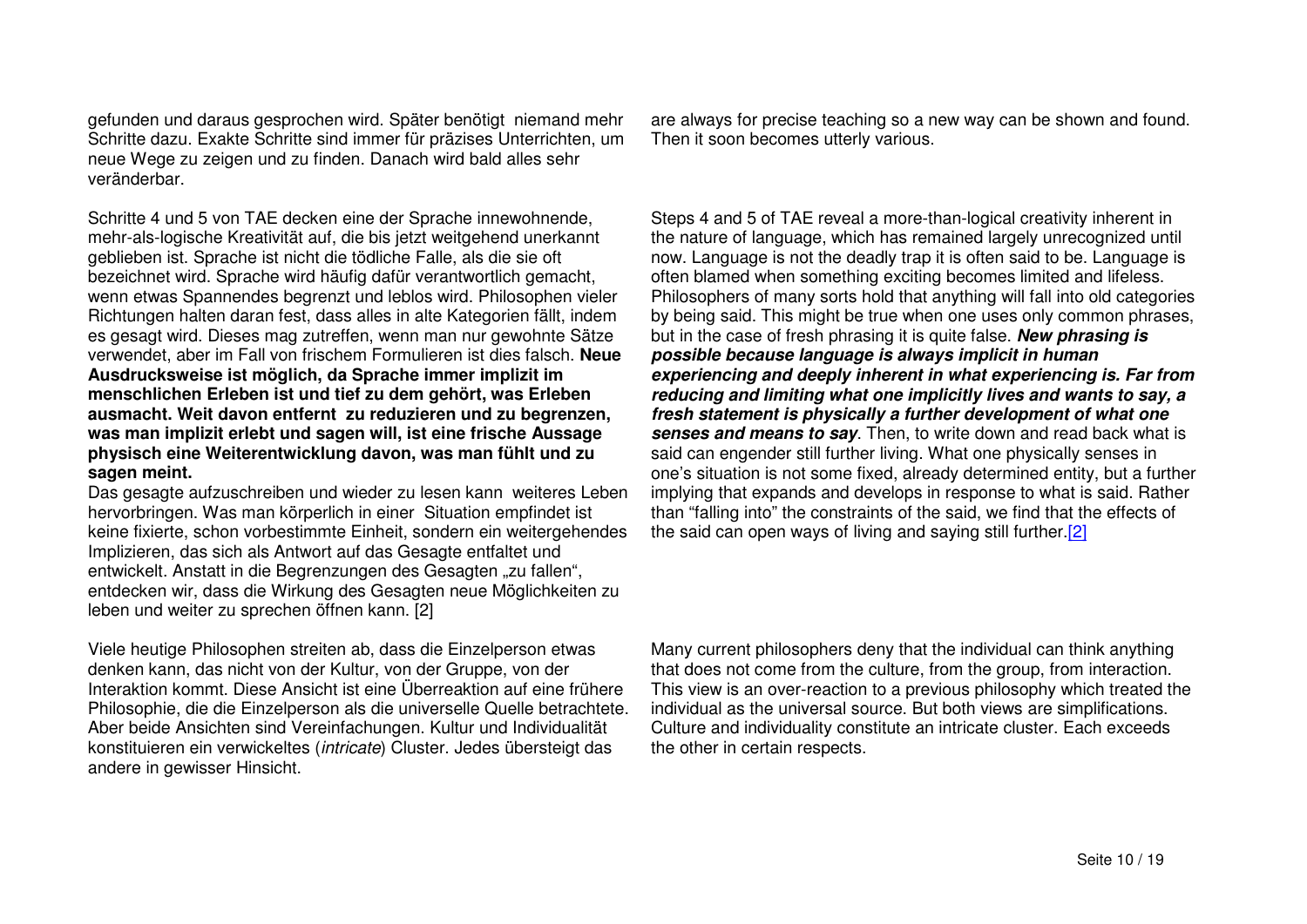gefunden und daraus gesprochen wird. Später benötigt niemand mehr Schritte dazu. Exakte Schritte sind immer für präzises Unterrichten, um neue Wege zu zeigen und zu finden. Danach wird bald alles sehr veränderbar.

are always for precise teaching so a new way can be shown and found. Then it soon becomes utterly various.

Schritte 4 und 5 von TAE decken eine der Sprache innewohnende, mehr-als-logische Kreativität auf, die bis jetzt weitgehend unerkannt geblieben ist. Sprache ist nicht die tödliche Falle, als die sie oft bezeichnet wird. Sprache wird häufig dafür verantwortlich gemacht, wenn etwas Spannendes begrenzt und leblos wird. Philosophen vieler Richtungen halten daran fest, dass alles in alte Kategorien fällt, indem es gesagt wird. Dieses mag zutreffen, wenn man nur gewohnte Sätze verwendet, aber im Fall von frischem Formulieren ist dies falsch. **Neue Ausdrucksweise ist möglich, da Sprache immer implizit im menschlichen Erleben ist und tief zu dem gehört, was Erleben ausmacht. Weit davon entfernt zu reduzieren und zu begrenzen, was man implizit erlebt und sagen will, ist eine frische Aussage physisch eine Weiterentwicklung davon, was man fühlt und zu sagen meint.**

Das gesagte aufzuschreiben und wieder zu lesen kann weiteres Leben hervorbringen. Was man körperlich in einer Situation empfindet ist keine fixierte, schon vorbestimmte Einheit, sondern ein weitergehendes Implizieren, das sich als Antwort auf das Gesagte entfaltet und entwickelt. Anstatt in die Begrenzungen des Gesagten „zu fallen", entdecken wir, dass die Wirkung des Gesagten neue Möglichkeiten zu leben und weiter zu sprechen öffnen kann. [2]

Steps 4 and 5 of TAE reveal a more-than-logical creativity inherent in the nature of language, which has remained largely unrecognized until now. Language is not the deadly trap it is often said to be. Language is often blamed when something exciting becomes limited and lifeless. Philosophers of many sorts hold that anything will fall into old categories by being said. This might be true when one uses only common phrases, but in the case of fresh phrasing it is quite false. ***New phrasing is possible because language is always implicit in human experiencing and deeply inherent in what experiencing is. Far from reducing and limiting what one implicitly lives and wants to say, a fresh statement is physically a further development of what one senses and means to say***. Then, to write down and read back what is said can engender still further living. What one physically senses in one's situation is not some fixed, already determined entity, but a further implying that expands and develops in response to what is said. Rather than "falling into" the constraints of the said, we find that the effects of the said can open ways of living and saying still further.[2]

Viele heutige Philosophen streiten ab, dass die Einzelperson etwas denken kann, das nicht von der Kultur, von der Gruppe, von der Interaktion kommt. Diese Ansicht ist eine Überreaktion auf eine frühere Philosophie, die die Einzelperson als die universelle Quelle betrachtete. Aber beide Ansichten sind Vereinfachungen. Kultur und Individualität konstituieren ein verwickeltes (*intricate*) Cluster. Jedes übersteigt das andere in gewisser Hinsicht.

Many current philosophers deny that the individual can think anything that does not come from the culture, from the group, from interaction. This view is an over-reaction to a previous philosophy which treated the individual as the universal source. But both views are simplifications. Culture and individuality constitute an intricate cluster. Each exceeds the other in certain respects.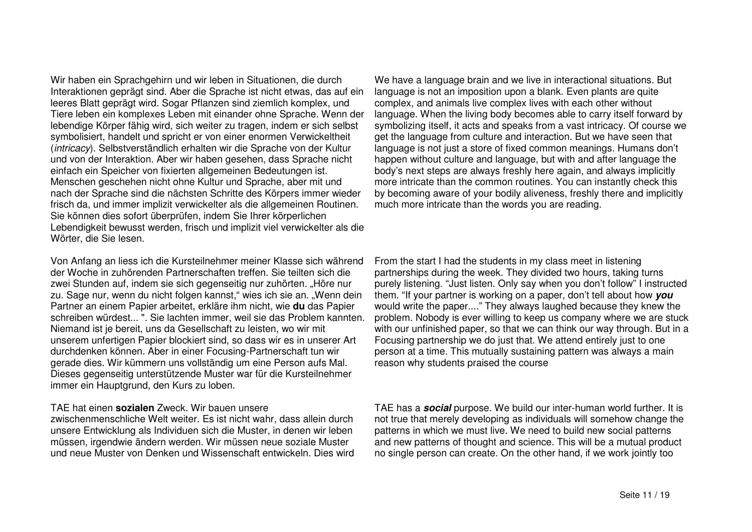Wir haben ein Sprachgehirn und wir leben in Situationen, die durch Interaktionen geprägt sind. Aber die Sprache ist nicht etwas, das auf ein leeres Blatt geprägt wird. Sogar Pflanzen sind ziemlich komplex, und Tiere leben ein komplexes Leben mit einander ohne Sprache. Wenn der lebendige Körper fähig wird, sich weiter zu tragen, indem er sich selbst symbolisiert, handelt und spricht er von einer enormen Verwickeltheit (*intricacy*). Selbstverständlich erhalten wir die Sprache von der Kultur und von der Interaktion. Aber wir haben gesehen, dass Sprache nicht einfach ein Speicher von fixierten allgemeinen Bedeutungen ist. Menschen geschehen nicht ohne Kultur und Sprache, aber mit und nach der Sprache sind die nächsten Schritte des Körpers immer wieder frisch da, und immer implizit verwickelter als die allgemeinen Routinen. Sie können dies sofort überprüfen, indem Sie Ihrer körperlichen Lebendigkeit bewusst werden, frisch und implizit viel verwickelter als die Wörter, die Sie lesen.

We have a language brain and we live in interactional situations. But language is not an imposition upon a blank. Even plants are quite complex, and animals live complex lives with each other without language. When the living body becomes able to carry itself forward by symbolizing itself, it acts and speaks from a vast intricacy. Of course we get the language from culture and interaction. But we have seen that language is not just a store of fixed common meanings. Humans don't happen without culture and language, but with and after language the body's next steps are always freshly here again, and always implicitly more intricate than the common routines. You can instantly check this by becoming aware of your bodily aliveness, freshly there and implicitly much more intricate than the words you are reading.

Von Anfang an liess ich die Kursteilnehmer meiner Klasse sich während der Woche in zuhörenden Partnerschaften treffen. Sie teilten sich die zwei Stunden auf, indem sie sich gegenseitig nur zuhörten. „Höre nur zu. Sage nur, wenn du nicht folgen kannst," wies ich sie an. „Wenn dein Partner an einem Papier arbeitet, erkläre ihm nicht, wie **du** das Papier schreiben würdest... ". Sie lachten immer, weil sie das Problem kannten. Niemand ist je bereit, uns da Gesellschaft zu leisten, wo wir mit unserem unfertigen Papier blockiert sind, so dass wir es in unserer Art durchdenken können. Aber in einer Focusing-Partnerschaft tun wir gerade dies. Wir kümmern uns vollständig um eine Person aufs Mal. Dieses gegenseitig unterstützende Muster war für die Kursteilnehmer immer ein Hauptgrund, den Kurs zu loben.

From the start I had the students in my class meet in listening partnerships during the week. They divided two hours, taking turns purely listening. "Just listen. Only say when you don't follow" I instructed them. "If your partner is working on a paper, don't tell about how ***you*** would write the paper...." They always laughed because they knew the problem. Nobody is ever willing to keep us company where we are stuck with our unfinished paper, so that we can think our way through. But in a Focusing partnership we do just that. We attend entirely just to one person at a time. This mutually sustaining pattern was always a main reason why students praised the course

TAE hat einen **sozialen** Zweck. Wir bauen unsere zwischenmenschliche Welt weiter. Es ist nicht wahr, dass allein durch unsere Entwicklung als Individuen sich die Muster, in denen wir leben müssen, irgendwie ändern werden. Wir müssen neue soziale Muster und neue Muster von Denken und Wissenschaft entwickeln. Dies wird

TAE has a ***social*** purpose. We build our inter-human world further. It is not true that merely developing as individuals will somehow change the patterns in which we must live. We need to build new social patterns and new patterns of thought and science. This will be a mutual product no single person can create. On the other hand, if we work jointly too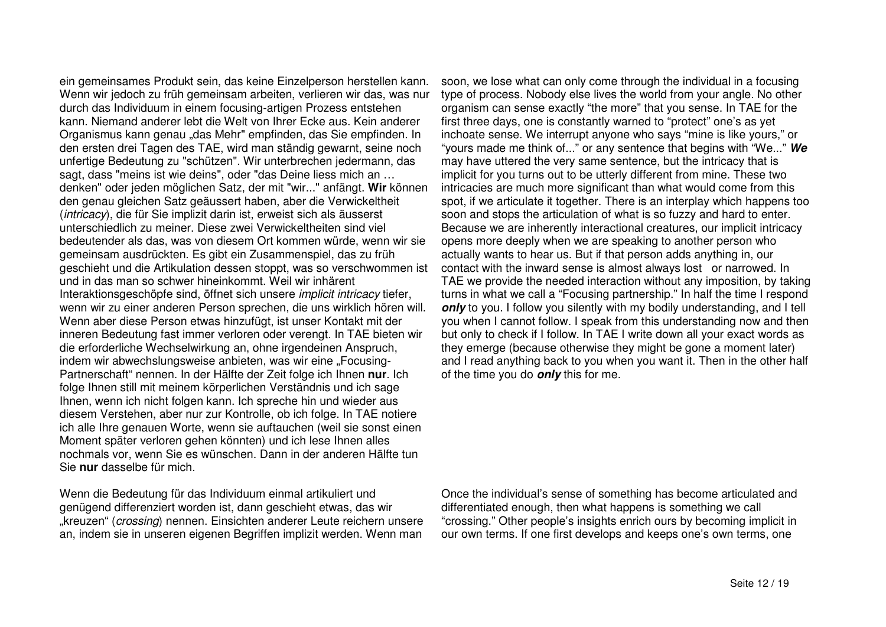ein gemeinsames Produkt sein, das keine Einzelperson herstellen kann. Wenn wir jedoch zu früh gemeinsam arbeiten, verlieren wir das, was nur durch das Individuum in einem focusing-artigen Prozess entstehen kann. Niemand anderer lebt die Welt von Ihrer Ecke aus. Kein anderer Organismus kann genau „das Mehr" empfinden, das Sie empfinden. In den ersten drei Tagen des TAE, wird man ständig gewarnt, seine noch unfertige Bedeutung zu "schützen". Wir unterbrechen jedermann, das sagt, dass "meins ist wie deins", oder "das Deine liess mich an … denken" oder jeden möglichen Satz, der mit "wir..." anfängt. **Wir** können den genau gleichen Satz geäussert haben, aber die Verwickeltheit (*intricacy*), die für Sie implizit darin ist, erweist sich als äusserst unterschiedlich zu meiner. Diese zwei Verwickeltheiten sind viel bedeutender als das, was von diesem Ort kommen würde, wenn wir sie gemeinsam ausdrückten. Es gibt ein Zusammenspiel, das zu früh geschieht und die Artikulation dessen stoppt, was so verschwommen ist und in das man so schwer hineinkommt. Weil wir inhärent Interaktionsgeschöpfe sind, öffnet sich unsere *implicit intricacy* tiefer, wenn wir zu einer anderen Person sprechen, die uns wirklich hören will. Wenn aber diese Person etwas hinzufügt, ist unser Kontakt mit der inneren Bedeutung fast immer verloren oder verengt. In TAE bieten wir die erforderliche Wechselwirkung an, ohne irgendeinen Anspruch, indem wir abwechslungsweise anbieten, was wir eine „Focusing-Partnerschaft" nennen. In der Hälfte der Zeit folge ich Ihnen **nur**. Ich folge Ihnen still mit meinem körperlichen Verständnis und ich sage Ihnen, wenn ich nicht folgen kann. Ich spreche hin und wieder aus diesem Verstehen, aber nur zur Kontrolle, ob ich folge. In TAE notiere ich alle Ihre genauen Worte, wenn sie auftauchen (weil sie sonst einen Moment später verloren gehen könnten) und ich lese Ihnen alles nochmals vor, wenn Sie es wünschen. Dann in der anderen Hälfte tun Sie **nur** dasselbe für mich.

soon, we lose what can only come through the individual in a focusing type of process. Nobody else lives the world from your angle. No other organism can sense exactly "the more" that you sense. In TAE for the first three days, one is constantly warned to "protect" one's as yet inchoate sense. We interrupt anyone who says "mine is like yours," or "yours made me think of..." or any sentence that begins with "We..." ***We*** may have uttered the very same sentence, but the intricacy that is implicit for you turns out to be utterly different from mine. These two intricacies are much more significant than what would come from this spot, if we articulate it together. There is an interplay which happens too soon and stops the articulation of what is so fuzzy and hard to enter. Because we are inherently interactional creatures, our implicit intricacy opens more deeply when we are speaking to another person who actually wants to hear us. But if that person adds anything in, our contact with the inward sense is almost always lost or narrowed. In TAE we provide the needed interaction without any imposition, by taking turns in what we call a "Focusing partnership." In half the time I respond ***only*** to you. I follow you silently with my bodily understanding, and I tell you when I cannot follow. I speak from this understanding now and then but only to check if I follow. In TAE I write down all your exact words as they emerge (because otherwise they might be gone a moment later) and I read anything back to you when you want it. Then in the other half of the time you do ***only*** this for me.

Wenn die Bedeutung für das Individuum einmal artikuliert und genügend differenziert worden ist, dann geschieht etwas, das wir „kreuzen" (*crossing*) nennen. Einsichten anderer Leute reichern unsere an, indem sie in unseren eigenen Begriffen implizit werden. Wenn man

Once the individual's sense of something has become articulated and differentiated enough, then what happens is something we call "crossing." Other people's insights enrich ours by becoming implicit in our own terms. If one first develops and keeps one's own terms, one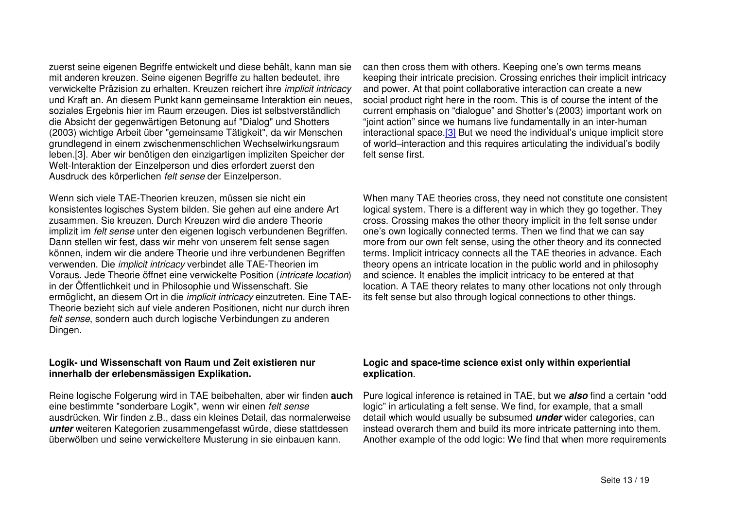zuerst seine eigenen Begriffe entwickelt und diese behält, kann man sie mit anderen kreuzen. Seine eigenen Begriffe zu halten bedeutet, ihre verwickelte Präzision zu erhalten. Kreuzen reichert ihre *implicit intricacy* und Kraft an. An diesem Punkt kann gemeinsame Interaktion ein neues, soziales Ergebnis hier im Raum erzeugen. Dies ist selbstverständlich die Absicht der gegenwärtigen Betonung auf "Dialog" und Shotters (2003) wichtige Arbeit über "gemeinsame Tätigkeit", da wir Menschen grundlegend in einem zwischenmenschlichen Wechselwirkungsraum leben.[3]. Aber wir benötigen den einzigartigen impliziten Speicher der Welt-Interaktion der Einzelperson und dies erfordert zuerst den Ausdruck des körperlichen *felt sense* der Einzelperson.

can then cross them with others. Keeping one's own terms means keeping their intricate precision. Crossing enriches their implicit intricacy and power. At that point collaborative interaction can create a new social product right here in the room. This is of course the intent of the current emphasis on "dialogue" and Shotter's (2003) important work on "joint action" since we humans live fundamentally in an inter-human interactional space.[3] But we need the individual's unique implicit store of world–interaction and this requires articulating the individual's bodily felt sense first.

Wenn sich viele TAE-Theorien kreuzen, müssen sie nicht ein konsistentes logisches System bilden. Sie gehen auf eine andere Art zusammen. Sie kreuzen. Durch Kreuzen wird die andere Theorie implizit im *felt sense* unter den eigenen logisch verbundenen Begriffen. Dann stellen wir fest, dass wir mehr von unserem felt sense sagen können, indem wir die andere Theorie und ihre verbundenen Begriffen verwenden. Die *implicit intricacy* verbindet alle TAE-Theorien im Voraus. Jede Theorie öffnet eine verwickelte Position (*intricate location*) in der Öffentlichkeit und in Philosophie und Wissenschaft. Sie ermöglicht, an diesem Ort in die *implicit intricacy* einzutreten. Eine TAE-Theorie bezieht sich auf viele anderen Positionen, nicht nur durch ihren *felt sense*, sondern auch durch logische Verbindungen zu anderen Dingen.

When many TAE theories cross, they need not constitute one consistent logical system. There is a different way in which they go together. They cross. Crossing makes the other theory implicit in the felt sense under one's own logically connected terms. Then we find that we can say more from our own felt sense, using the other theory and its connected terms. Implicit intricacy connects all the TAE theories in advance. Each theory opens an intricate location in the public world and in philosophy and science. It enables the implicit intricacy to be entered at that location. A TAE theory relates to many other locations not only through its felt sense but also through logical connections to other things.

**Logik- und Wissenschaft von Raum und Zeit existieren nur innerhalb der erlebensmässigen Explikation.**

**Logic and space-time science exist only within experiential explication**.

Reine logische Folgerung wird in TAE beibehalten, aber wir finden **auch** eine bestimmte "sonderbare Logik", wenn wir einen *felt sense* ausdrücken. Wir finden z.B., dass ein kleines Detail, das normalerweise ***unter*** weiteren Kategorien zusammengefasst würde, diese stattdessen überwölben und seine verwickeltere Musterung in sie einbauen kann.

Pure logical inference is retained in TAE, but we ***also*** find a certain "odd logic" in articulating a felt sense. We find, for example, that a small detail which would usually be subsumed ***under*** wider categories, can instead overarch them and build its more intricate patterning into them. Another example of the odd logic: We find that when more requirements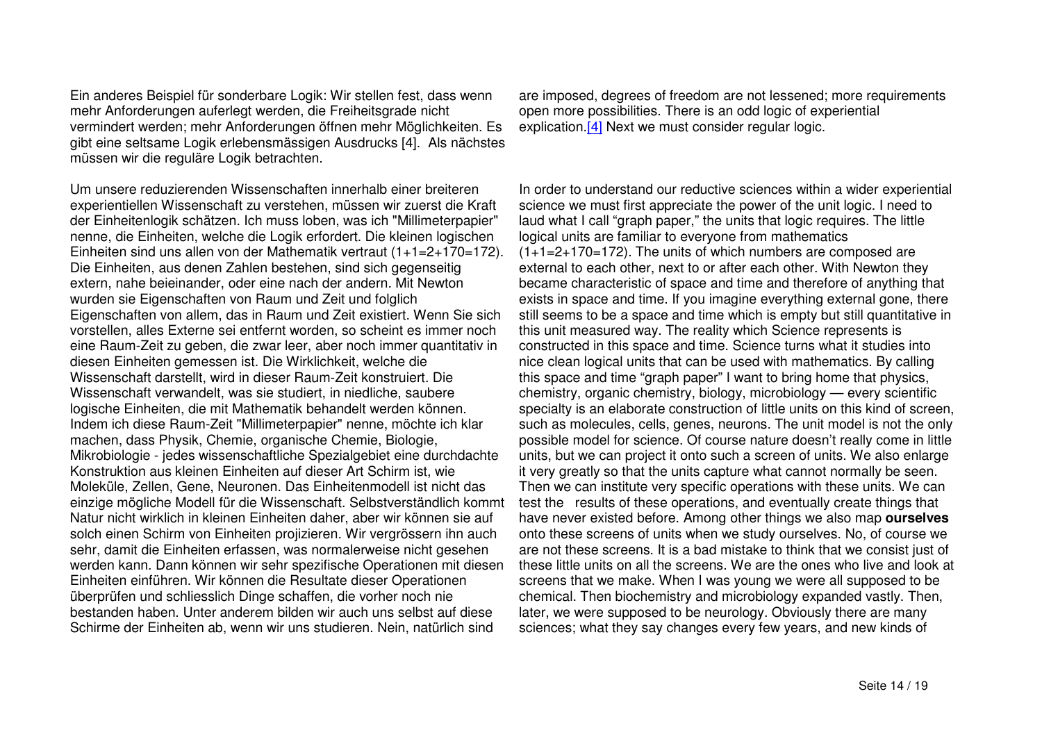Ein anderes Beispiel für sonderbare Logik: Wir stellen fest, dass wenn mehr Anforderungen auferlegt werden, die Freiheitsgrade nicht vermindert werden; mehr Anforderungen öffnen mehr Möglichkeiten. Es gibt eine seltsame Logik erlebensmässigen Ausdrucks [4]. Als nächstes müssen wir die reguläre Logik betrachten.

Um unsere reduzierenden Wissenschaften innerhalb einer breiteren experientiellen Wissenschaft zu verstehen, müssen wir zuerst die Kraft der Einheitenlogik schätzen. Ich muss loben, was ich "Millimeterpapier" nenne, die Einheiten, welche die Logik erfordert. Die kleinen logischen Einheiten sind uns allen von der Mathematik vertraut (1+1=2+170=172). Die Einheiten, aus denen Zahlen bestehen, sind sich gegenseitig extern, nahe beieinander, oder eine nach der andern. Mit Newton wurden sie Eigenschaften von Raum und Zeit und folglich Eigenschaften von allem, das in Raum und Zeit existiert. Wenn Sie sich vorstellen, alles Externe sei entfernt worden, so scheint es immer noch eine Raum-Zeit zu geben, die zwar leer, aber noch immer quantitativ in diesen Einheiten gemessen ist. Die Wirklichkeit, welche die Wissenschaft darstellt, wird in dieser Raum-Zeit konstruiert. Die Wissenschaft verwandelt, was sie studiert, in niedliche, saubere logische Einheiten, die mit Mathematik behandelt werden können. Indem ich diese Raum-Zeit "Millimeterpapier" nenne, möchte ich klar machen, dass Physik, Chemie, organische Chemie, Biologie, Mikrobiologie - jedes wissenschaftliche Spezialgebiet eine durchdachte Konstruktion aus kleinen Einheiten auf dieser Art Schirm ist, wie Moleküle, Zellen, Gene, Neuronen. Das Einheitenmodell ist nicht das einzige mögliche Modell für die Wissenschaft. Selbstverständlich kommt Natur nicht wirklich in kleinen Einheiten daher, aber wir können sie auf solch einen Schirm von Einheiten projizieren. Wir vergrössern ihn auch sehr, damit die Einheiten erfassen, was normalerweise nicht gesehen werden kann. Dann können wir sehr spezifische Operationen mit diesen Einheiten einführen. Wir können die Resultate dieser Operationen überprüfen und schliesslich Dinge schaffen, die vorher noch nie bestanden haben. Unter anderem bilden wir auch uns selbst auf diese Schirme der Einheiten ab, wenn wir uns studieren. Nein, natürlich sind

are imposed, degrees of freedom are not lessened; more requirements open more possibilities. There is an odd logic of experiential explication.[4] Next we must consider regular logic.

In order to understand our reductive sciences within a wider experiential science we must first appreciate the power of the unit logic. I need to laud what I call "graph paper," the units that logic requires. The little logical units are familiar to everyone from mathematics (1+1=2+170=172). The units of which numbers are composed are external to each other, next to or after each other. With Newton they became characteristic of space and time and therefore of anything that exists in space and time. If you imagine everything external gone, there still seems to be a space and time which is empty but still quantitative in this unit measured way. The reality which Science represents is constructed in this space and time. Science turns what it studies into nice clean logical units that can be used with mathematics. By calling this space and time "graph paper" I want to bring home that physics, chemistry, organic chemistry, biology, microbiology — every scientific specialty is an elaborate construction of little units on this kind of screen, such as molecules, cells, genes, neurons. The unit model is not the only possible model for science. Of course nature doesn't really come in little units, but we can project it onto such a screen of units. We also enlarge it very greatly so that the units capture what cannot normally be seen. Then we can institute very specific operations with these units. We can test the results of these operations, and eventually create things that have never existed before. Among other things we also map **ourselves** onto these screens of units when we study ourselves. No, of course we are not these screens. It is a bad mistake to think that we consist just of these little units on all the screens. We are the ones who live and look at screens that we make. When I was young we were all supposed to be chemical. Then biochemistry and microbiology expanded vastly. Then, later, we were supposed to be neurology. Obviously there are many sciences; what they say changes every few years, and new kinds of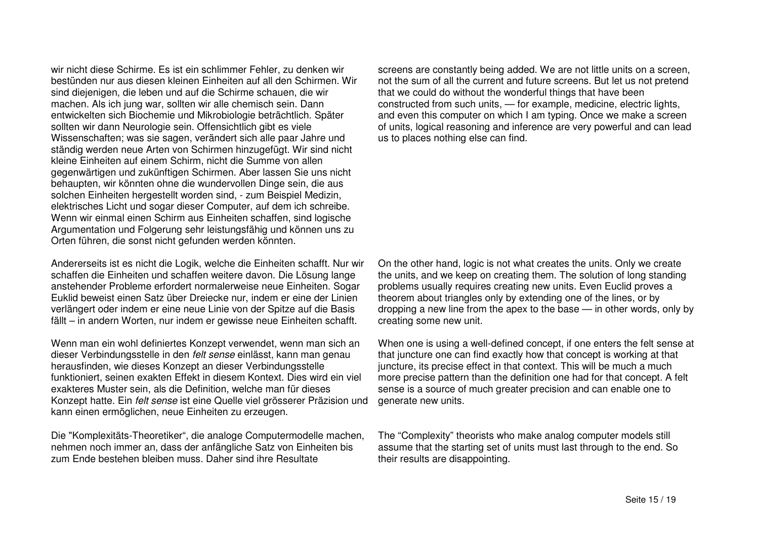wir nicht diese Schirme. Es ist ein schlimmer Fehler, zu denken wir bestünden nur aus diesen kleinen Einheiten auf all den Schirmen. Wir sind diejenigen, die leben und auf die Schirme schauen, die wir machen. Als ich jung war, sollten wir alle chemisch sein. Dann entwickelten sich Biochemie und Mikrobiologie beträchtlich. Später sollten wir dann Neurologie sein. Offensichtlich gibt es viele Wissenschaften; was sie sagen, verändert sich alle paar Jahre und ständig werden neue Arten von Schirmen hinzugefügt. Wir sind nicht kleine Einheiten auf einem Schirm, nicht die Summe von allen gegenwärtigen und zukünftigen Schirmen. Aber lassen Sie uns nicht behaupten, wir könnten ohne die wundervollen Dinge sein, die aus solchen Einheiten hergestellt worden sind, - zum Beispiel Medizin, elektrisches Licht und sogar dieser Computer, auf dem ich schreibe. Wenn wir einmal einen Schirm aus Einheiten schaffen, sind logische Argumentation und Folgerung sehr leistungsfähig und können uns zu Orten führen, die sonst nicht gefunden werden könnten.

screens are constantly being added. We are not little units on a screen, not the sum of all the current and future screens. But let us not pretend that we could do without the wonderful things that have been constructed from such units, — for example, medicine, electric lights, and even this computer on which I am typing. Once we make a screen of units, logical reasoning and inference are very powerful and can lead us to places nothing else can find.

Andererseits ist es nicht die Logik, welche die Einheiten schafft. Nur wir schaffen die Einheiten und schaffen weitere davon. Die Lösung lange anstehender Probleme erfordert normalerweise neue Einheiten. Sogar Euklid beweist einen Satz über Dreiecke nur, indem er eine der Linien verlängert oder indem er eine neue Linie von der Spitze auf die Basis fällt – in andern Worten, nur indem er gewisse neue Einheiten schafft.

On the other hand, logic is not what creates the units. Only we create the units, and we keep on creating them. The solution of long standing problems usually requires creating new units. Even Euclid proves a theorem about triangles only by extending one of the lines, or by dropping a new line from the apex to the base — in other words, only by creating some new unit.

Wenn man ein wohl definiertes Konzept verwendet, wenn man sich an dieser Verbindungsstelle in den *felt sense* einlässt, kann man genau herausfinden, wie dieses Konzept an dieser Verbindungsstelle funktioniert, seinen exakten Effekt in diesem Kontext. Dies wird ein viel exakteres Muster sein, als die Definition, welche man für dieses Konzept hatte. Ein *felt sense* ist eine Quelle viel grösserer Präzision und kann einen ermöglichen, neue Einheiten zu erzeugen.

When one is using a well-defined concept, if one enters the felt sense at that juncture one can find exactly how that concept is working at that juncture, its precise effect in that context. This will be much a much more precise pattern than the definition one had for that concept. A felt sense is a source of much greater precision and can enable one to generate new units.

Die "Komplexitäts-Theoretiker“, die analoge Computermodelle machen, nehmen noch immer an, dass der anfängliche Satz von Einheiten bis zum Ende bestehen bleiben muss. Daher sind ihre Resultate

The “Complexity” theorists who make analog computer models still assume that the starting set of units must last through to the end. So their results are disappointing.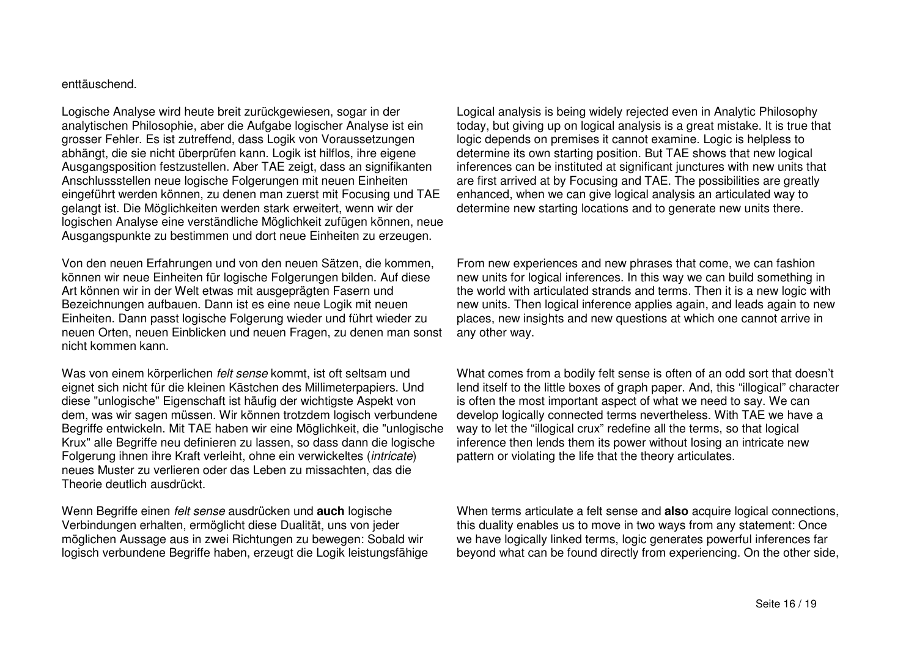enttäuschend.

Logische Analyse wird heute breit zurückgewiesen, sogar in der analytischen Philosophie, aber die Aufgabe logischer Analyse ist ein grosser Fehler. Es ist zutreffend, dass Logik von Voraussetzungen abhängt, die sie nicht überprüfen kann. Logik ist hilflos, ihre eigene Ausgangsposition festzustellen. Aber TAE zeigt, dass an signifikanten Anschlussstellen neue logische Folgerungen mit neuen Einheiten eingeführt werden können, zu denen man zuerst mit Focusing und TAE gelangt ist. Die Möglichkeiten werden stark erweitert, wenn wir der logischen Analyse eine verständliche Möglichkeit zufügen können, neue Ausgangspunkte zu bestimmen und dort neue Einheiten zu erzeugen.

Logical analysis is being widely rejected even in Analytic Philosophy today, but giving up on logical analysis is a great mistake. It is true that logic depends on premises it cannot examine. Logic is helpless to determine its own starting position. But TAE shows that new logical inferences can be instituted at significant junctures with new units that are first arrived at by Focusing and TAE. The possibilities are greatly enhanced, when we can give logical analysis an articulated way to determine new starting locations and to generate new units there.

Von den neuen Erfahrungen und von den neuen Sätzen, die kommen, können wir neue Einheiten für logische Folgerungen bilden. Auf diese Art können wir in der Welt etwas mit ausgeprägten Fasern und Bezeichnungen aufbauen. Dann ist es eine neue Logik mit neuen Einheiten. Dann passt logische Folgerung wieder und führt wieder zu neuen Orten, neuen Einblicken und neuen Fragen, zu denen man sonst nicht kommen kann.

From new experiences and new phrases that come, we can fashion new units for logical inferences. In this way we can build something in the world with articulated strands and terms. Then it is a new logic with new units. Then logical inference applies again, and leads again to new places, new insights and new questions at which one cannot arrive in any other way.

Was von einem körperlichen *felt sense* kommt, ist oft seltsam und eignet sich nicht für die kleinen Kästchen des Millimeterpapiers. Und diese "unlogische" Eigenschaft ist häufig der wichtigste Aspekt von dem, was wir sagen müssen. Wir können trotzdem logisch verbundene Begriffe entwickeln. Mit TAE haben wir eine Möglichkeit, die "unlogische Krux" alle Begriffe neu definieren zu lassen, so dass dann die logische Folgerung ihnen ihre Kraft verleiht, ohne ein verwickeltes (*intricate*) neues Muster zu verlieren oder das Leben zu missachten, das die Theorie deutlich ausdrückt.

What comes from a bodily felt sense is often of an odd sort that doesn't lend itself to the little boxes of graph paper. And, this "illogical" character is often the most important aspect of what we need to say. We can develop logically connected terms nevertheless. With TAE we have a way to let the "illogical crux" redefine all the terms, so that logical inference then lends them its power without losing an intricate new pattern or violating the life that the theory articulates.

Wenn Begriffe einen *felt sense* ausdrücken und **auch** logische Verbindungen erhalten, ermöglicht diese Dualität, uns von jeder möglichen Aussage aus in zwei Richtungen zu bewegen: Sobald wir logisch verbundene Begriffe haben, erzeugt die Logik leistungsfähige

When terms articulate a felt sense and **also** acquire logical connections, this duality enables us to move in two ways from any statement: Once we have logically linked terms, logic generates powerful inferences far beyond what can be found directly from experiencing. On the other side,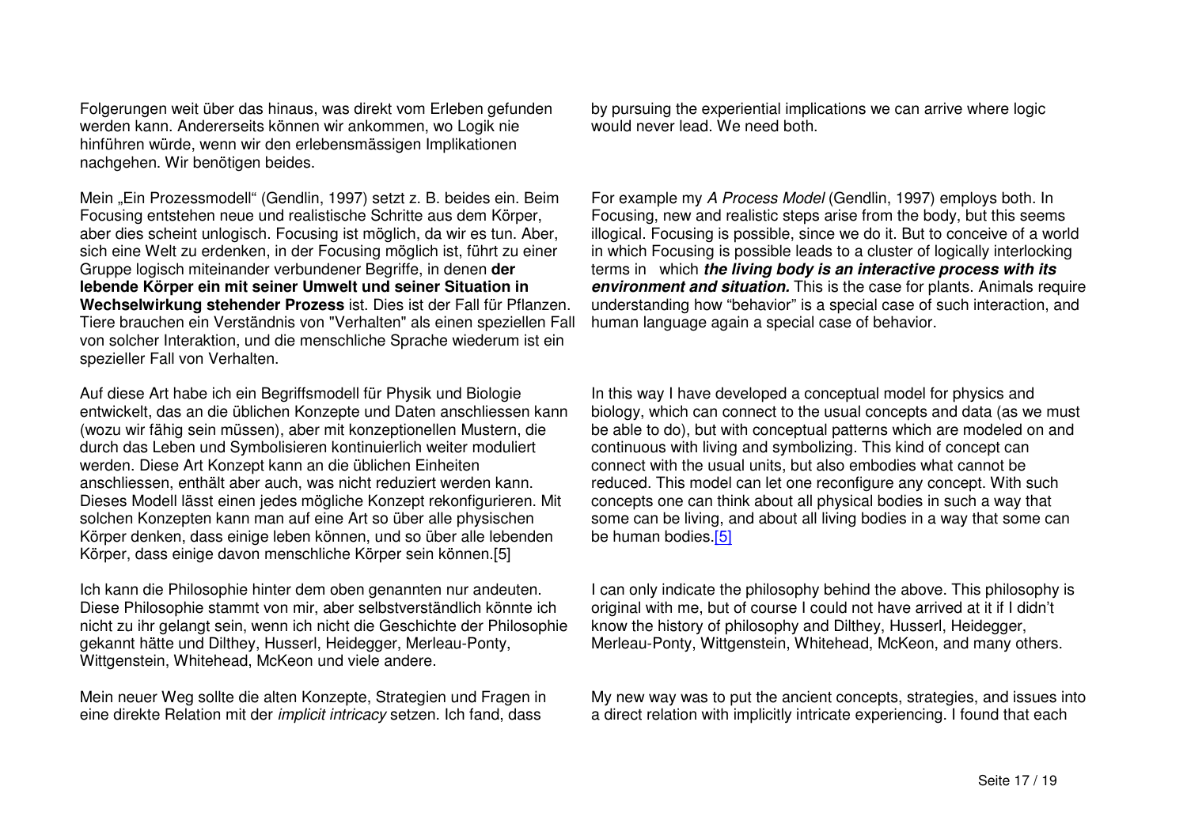Folgerungen weit über das hinaus, was direkt vom Erleben gefunden werden kann. Andererseits können wir ankommen, wo Logik nie hinführen würde, wenn wir den erlebensmässigen Implikationen nachgehen. Wir benötigen beides.

by pursuing the experiential implications we can arrive where logic would never lead. We need both.

Mein „Ein Prozessmodell" (Gendlin, 1997) setzt z. B. beides ein. Beim Focusing entstehen neue und realistische Schritte aus dem Körper, aber dies scheint unlogisch. Focusing ist möglich, da wir es tun. Aber, sich eine Welt zu erdenken, in der Focusing möglich ist, führt zu einer Gruppe logisch miteinander verbundener Begriffe, in denen **der lebende Körper ein mit seiner Umwelt und seiner Situation in Wechselwirkung stehender Prozess** ist. Dies ist der Fall für Pflanzen. Tiere brauchen ein Verständnis von "Verhalten" als einen speziellen Fall von solcher Interaktion, und die menschliche Sprache wiederum ist ein spezieller Fall von Verhalten.

For example my *A Process Model* (Gendlin, 1997) employs both. In Focusing, new and realistic steps arise from the body, but this seems illogical. Focusing is possible, since we do it. But to conceive of a world in which Focusing is possible leads to a cluster of logically interlocking terms in which ***the living body is an interactive process with its environment and situation.*** This is the case for plants. Animals require understanding how "behavior" is a special case of such interaction, and human language again a special case of behavior.

Auf diese Art habe ich ein Begriffsmodell für Physik und Biologie entwickelt, das an die üblichen Konzepte und Daten anschliessen kann (wozu wir fähig sein müssen), aber mit konzeptionellen Mustern, die durch das Leben und Symbolisieren kontinuierlich weiter moduliert werden. Diese Art Konzept kann an die üblichen Einheiten anschliessen, enthält aber auch, was nicht reduziert werden kann. Dieses Modell lässt einen jedes mögliche Konzept rekonfigurieren. Mit solchen Konzepten kann man auf eine Art so über alle physischen Körper denken, dass einige leben können, und so über alle lebenden Körper, dass einige davon menschliche Körper sein können.[5]

In this way I have developed a conceptual model for physics and biology, which can connect to the usual concepts and data (as we must be able to do), but with conceptual patterns which are modeled on and continuous with living and symbolizing. This kind of concept can connect with the usual units, but also embodies what cannot be reduced. This model can let one reconfigure any concept. With such concepts one can think about all physical bodies in such a way that some can be living, and about all living bodies in a way that some can be human bodies.[5]

Ich kann die Philosophie hinter dem oben genannten nur andeuten. Diese Philosophie stammt von mir, aber selbstverständlich könnte ich nicht zu ihr gelangt sein, wenn ich nicht die Geschichte der Philosophie gekannt hätte und Dilthey, Husserl, Heidegger, Merleau-Ponty, Wittgenstein, Whitehead, McKeon und viele andere.

I can only indicate the philosophy behind the above. This philosophy is original with me, but of course I could not have arrived at it if I didn't know the history of philosophy and Dilthey, Husserl, Heidegger, Merleau-Ponty, Wittgenstein, Whitehead, McKeon, and many others.

Mein neuer Weg sollte die alten Konzepte, Strategien und Fragen in eine direkte Relation mit der *implicit intricacy* setzen. Ich fand, dass

My new way was to put the ancient concepts, strategies, and issues into a direct relation with implicitly intricate experiencing. I found that each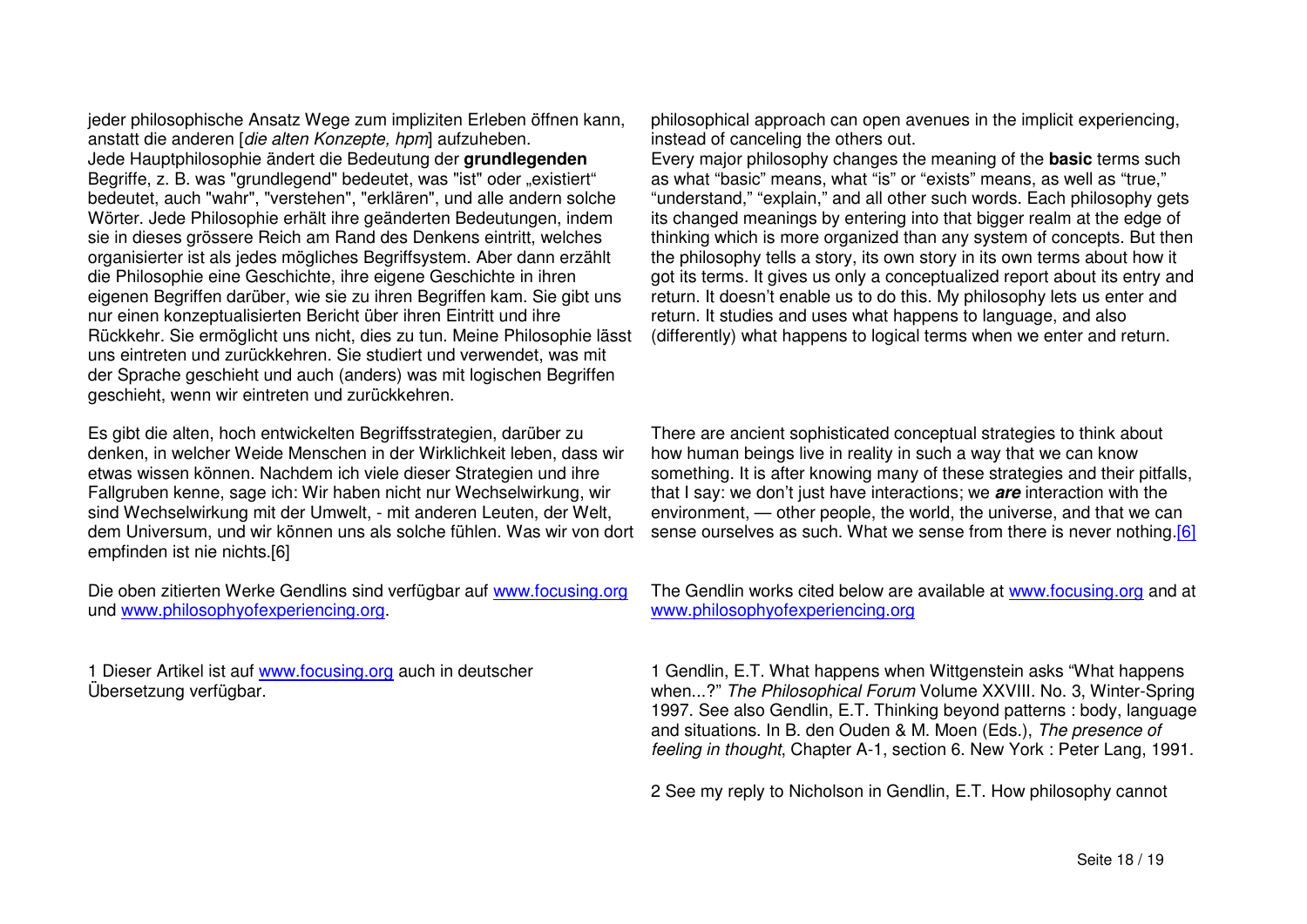jeder philosophische Ansatz Wege zum impliziten Erleben öffnen kann, anstatt die anderen [*die alten Konzepte, hpm*] aufzuheben.
Jede Hauptphilosophie ändert die Bedeutung der **grundlegenden** Begriffe, z. B. was "grundlegend" bedeutet, was "ist" oder „existiert" bedeutet, auch "wahr", "verstehen", "erklären", und alle andern solche Wörter. Jede Philosophie erhält ihre geänderten Bedeutungen, indem sie in dieses grössere Reich am Rand des Denkens eintritt, welches organisierter ist als jedes mögliche Begriffsystem. Aber dann erzählt die Philosophie eine Geschichte, ihre eigene Geschichte in ihren eigenen Begriffen darüber, wie sie zu ihren Begriffen kam. Sie gibt uns nur einen konzeptualisierten Bericht über ihren Eintritt und ihre Rückkehr. Sie ermöglicht uns nicht, dies zu tun. Meine Philosophie lässt uns eintreten und zurückkehren. Sie studiert und verwendet, was mit der Sprache geschieht und auch (anders) was mit logischen Begriffen geschieht, wenn wir eintreten und zurückkehren.

philosophical approach can open avenues in the implicit experiencing, instead of canceling the others out.
Every major philosophy changes the meaning of the **basic** terms such as what "basic" means, what "is" or "exists" means, as well as "true," "understand," "explain," and all other such words. Each philosophy gets its changed meanings by entering into that bigger realm at the edge of thinking which is more organized than any system of concepts. But then the philosophy tells a story, its own story in its own terms about how it got its terms. It gives us only a conceptualized report about its entry and return. It doesn't enable us to do this. My philosophy lets us enter and return. It studies and uses what happens to language, and also (differently) what happens to logical terms when we enter and return.

Es gibt die alten, hoch entwickelten Begriffsstrategien, darüber zu denken, in welcher Weide Menschen in der Wirklichkeit leben, dass wir etwas wissen können. Nachdem ich viele dieser Strategien und ihre Fallgruben kenne, sage ich: Wir haben nicht nur Wechselwirkung, wir sind Wechselwirkung mit der Umwelt, - mit anderen Leuten, der Welt, dem Universum, und wir können uns als solche fühlen. Was wir von dort empfinden ist nie nichts.[6]

There are ancient sophisticated conceptual strategies to think about how human beings live in reality in such a way that we can know something. It is after knowing many of these strategies and their pitfalls, that I say: we don't just have interactions; we ***are*** interaction with the environment, — other people, the world, the universe, and that we can sense ourselves as such. What we sense from there is never nothing.[6]

Die oben zitierten Werke Gendlins sind verfügbar auf www.focusing.org und www.philosophyofexperiencing.org.

The Gendlin works cited below are available at www.focusing.org and at www.philosophyofexperiencing.org

1 Dieser Artikel ist auf www.focusing.org auch in deutscher Übersetzung verfügbar.

1 Gendlin, E.T. What happens when Wittgenstein asks "What happens when...?" *The Philosophical Forum* Volume XXVIII. No. 3, Winter-Spring 1997. See also Gendlin, E.T. Thinking beyond patterns : body, language and situations. In B. den Ouden & M. Moen (Eds.), *The presence of feeling in thought*, Chapter A-1, section 6. New York : Peter Lang, 1991.

2 See my reply to Nicholson in Gendlin, E.T. How philosophy cannot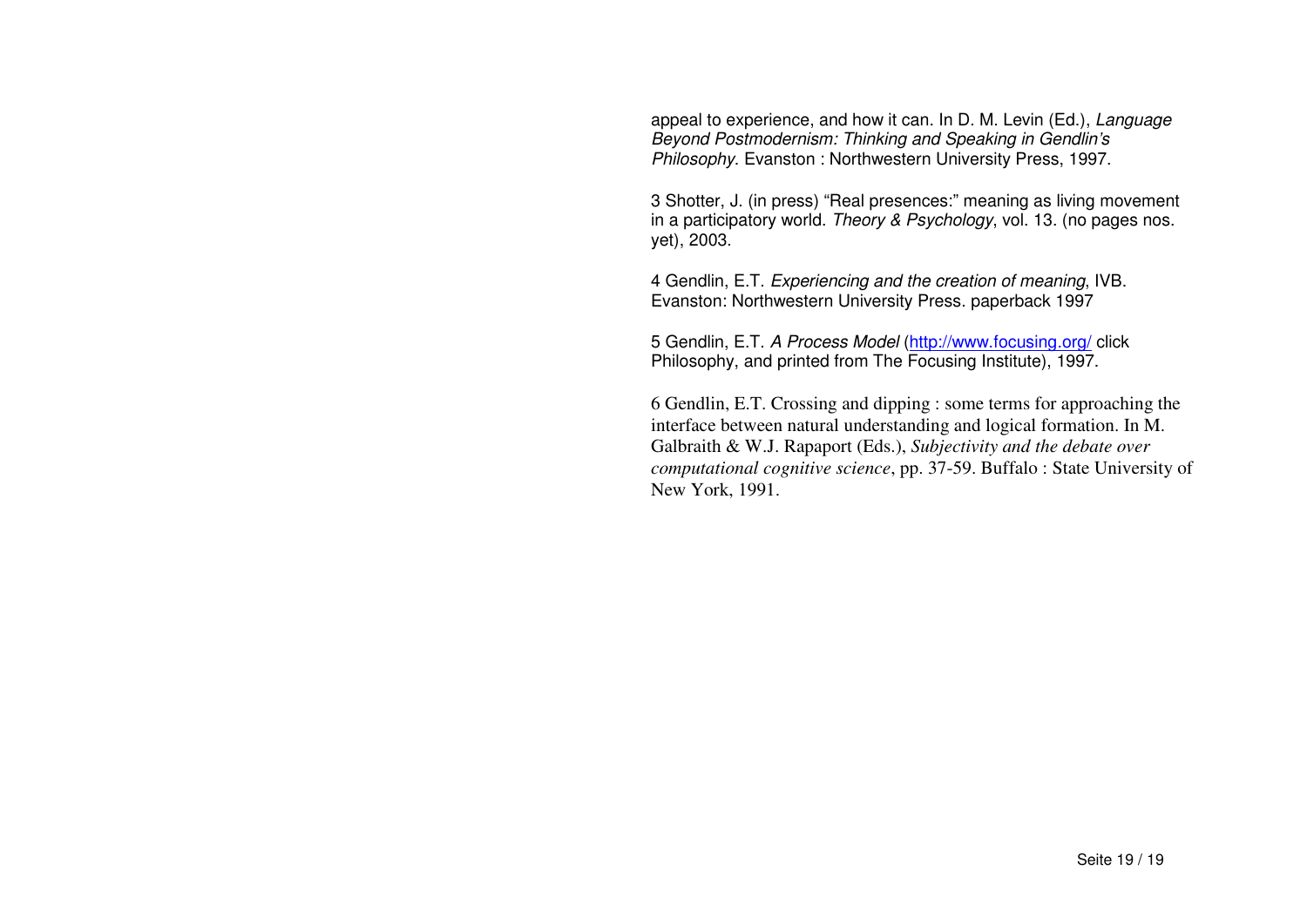appeal to experience, and how it can. In D. M. Levin (Ed.), *Language Beyond Postmodernism: Thinking and Speaking in Gendlin's Philosophy*. Evanston : Northwestern University Press, 1997.

3 Shotter, J. (in press) "Real presences:" meaning as living movement in a participatory world. *Theory & Psychology*, vol. 13. (no pages nos. yet), 2003.

4 Gendlin, E.T. *Experiencing and the creation of meaning*, IVB. Evanston: Northwestern University Press. paperback 1997

5 Gendlin, E.T. *A Process Model* (http://www.focusing.org/ click Philosophy, and printed from The Focusing Institute), 1997.

6 Gendlin, E.T. Crossing and dipping : some terms for approaching the interface between natural understanding and logical formation. In M. Galbraith & W.J. Rapaport (Eds.), *Subjectivity and the debate over computational cognitive science*, pp. 37-59. Buffalo : State University of New York, 1991.